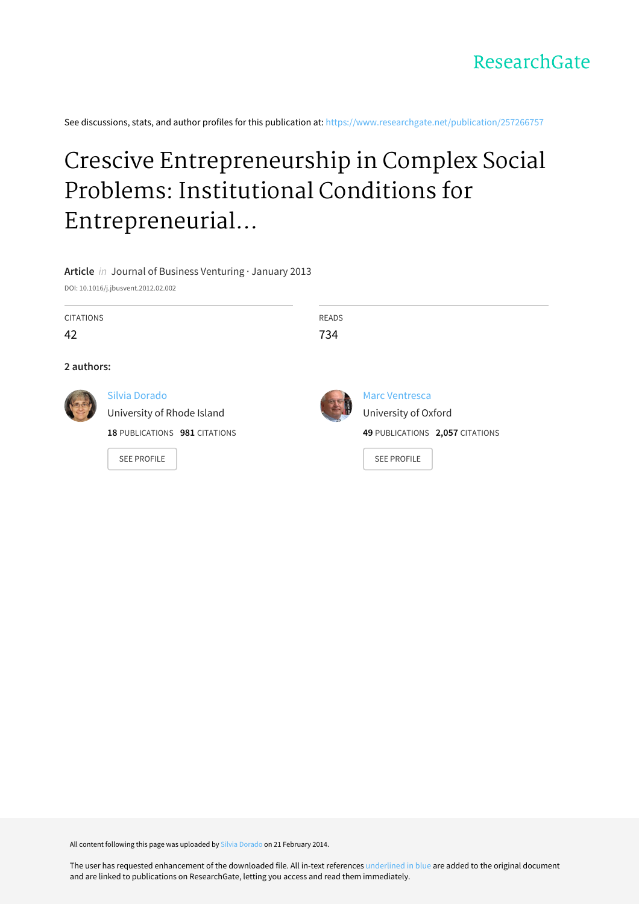ResearchGate

See discussions, stats, and author profiles for this publication at: https://www.researchgate.net/publication/257266757

# Crescive Entrepreneurship in Complex Social Problems: Institutional Conditions for Entrepreneurial...

**Article** *in* Journal of Business Venturing · January 2013

DOI: 10.1016/j.jbusvent.2012.02.002

CITATIONS
42

READS
734

**2 authors:**

Silvia Dorado
University of Rhode Island
**18** PUBLICATIONS **981** CITATIONS
SEE PROFILE

Marc Ventresca
University of Oxford
**49** PUBLICATIONS **2,057** CITATIONS
SEE PROFILE

All content following this page was uploaded by Silvia Dorado on 21 February 2014.

The user has requested enhancement of the downloaded file. All in-text references underlined in blue are added to the original document and are linked to publications on ResearchGate, letting you access and read them immediately.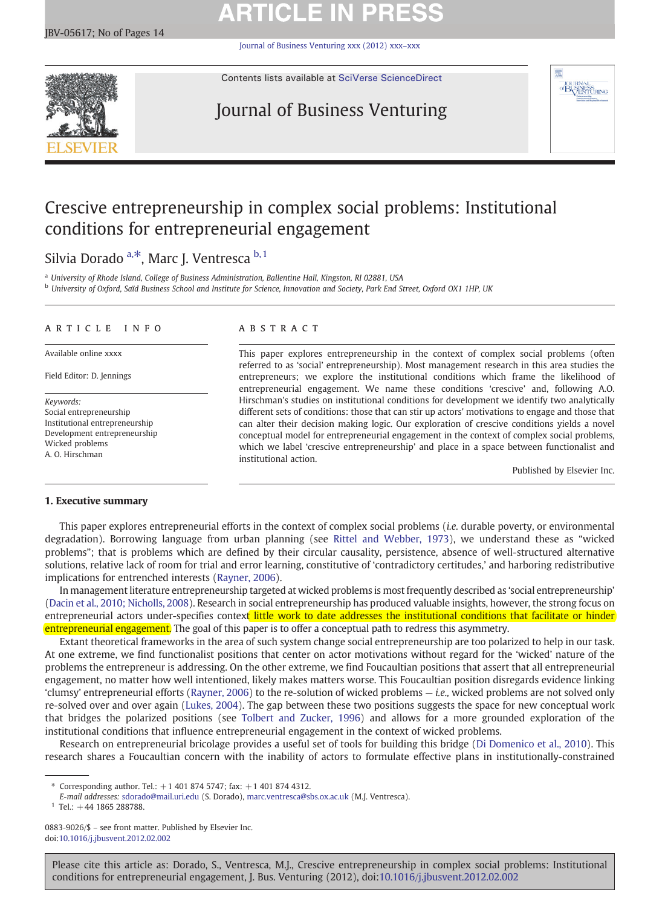# Crescive entrepreneurship in complex social problems: Institutional conditions for entrepreneurial engagement

Silvia Dorado [a,*], Marc J. Ventresca [b,1]

[a] University of Rhode Island, College of Business Administration, Ballentine Hall, Kingston, RI 02881, USA

[b] University of Oxford, Saïd Business School and Institute for Science, Innovation and Society, Park End Street, Oxford OX1 1HP, UK

ARTICLE INFO

Available online xxxx

Field Editor: D. Jennings

*Keywords:*
Social entrepreneurship
Institutional entrepreneurship
Development entrepreneurship
Wicked problems
A. O. Hirschman

ABSTRACT

This paper explores entrepreneurship in the context of complex social problems (often referred to as 'social' entrepreneurship). Most management research in this area studies the entrepreneurs; we explore the institutional conditions which frame the likelihood of entrepreneurial engagement. We name these conditions 'crescive' and, following A.O. Hirschman's studies on institutional conditions for development we identify two analytically different sets of conditions: those that can stir up actors' motivations to engage and those that can alter their decision making logic. Our exploration of crescive conditions yields a novel conceptual model for entrepreneurial engagement in the context of complex social problems, which we label 'crescive entrepreneurship' and place in a space between functionalist and institutional action.

Published by Elsevier Inc.

## 1. Executive summary

This paper explores entrepreneurial efforts in the context of complex social problems (*i.e.* durable poverty, or environmental degradation). Borrowing language from urban planning (see Rittel and Webber, 1973), we understand these as "wicked problems"; that is problems which are defined by their circular causality, persistence, absence of well-structured alternative solutions, relative lack of room for trial and error learning, constitutive of 'contradictory certitudes,' and harboring redistributive implications for entrenched interests (Rayner, 2006).

In management literature entrepreneurship targeted at wicked problems is most frequently described as 'social entrepreneurship' (Dacin et al., 2010; Nicholls, 2008). Research in social entrepreneurship has produced valuable insights, however, the strong focus on entrepreneurial actors under-specifies context little work to date addresses the institutional conditions that facilitate or hinder entrepreneurial engagement. The goal of this paper is to offer a conceptual path to redress this asymmetry.

Extant theoretical frameworks in the area of such system change social entrepreneurship are too polarized to help in our task. At one extreme, we find functionalist positions that center on actor motivations without regard for the 'wicked' nature of the problems the entrepreneur is addressing. On the other extreme, we find Foucaultian positions that assert that all entrepreneurial engagement, no matter how well intentioned, likely makes matters worse. This Foucaultian position disregards evidence linking 'clumsy' entrepreneurial efforts (Rayner, 2006) to the re-solution of wicked problems — *i.e.*, wicked problems are not solved only re-solved over and over again (Lukes, 2004). The gap between these two positions suggests the space for new conceptual work that bridges the polarized positions (see Tolbert and Zucker, 1996) and allows for a more grounded exploration of the institutional conditions that influence entrepreneurial engagement in the context of wicked problems.

Research on entrepreneurial bricolage provides a useful set of tools for building this bridge (Di Domenico et al., 2010). This research shares a Foucaultian concern with the inability of actors to formulate effective plans in institutionally-constrained

---

* Corresponding author. Tel.: +1 401 874 5747; fax: +1 401 874 4312.
*E-mail addresses:* sdorado@mail.uri.edu (S. Dorado), marc.ventresca@sbs.ox.ac.uk (M.J. Ventresca).

[1] Tel.: +44 1865 288788.

0883-9026/$ – see front matter. Published by Elsevier Inc.
doi:10.1016/j.jbusvent.2012.02.002

Please cite this article as: Dorado, S., Ventresca, M.J., Crescive entrepreneurship in complex social problems: Institutional conditions for entrepreneurial engagement, J. Bus. Venturing (2012), doi:10.1016/j.jbusvent.2012.02.002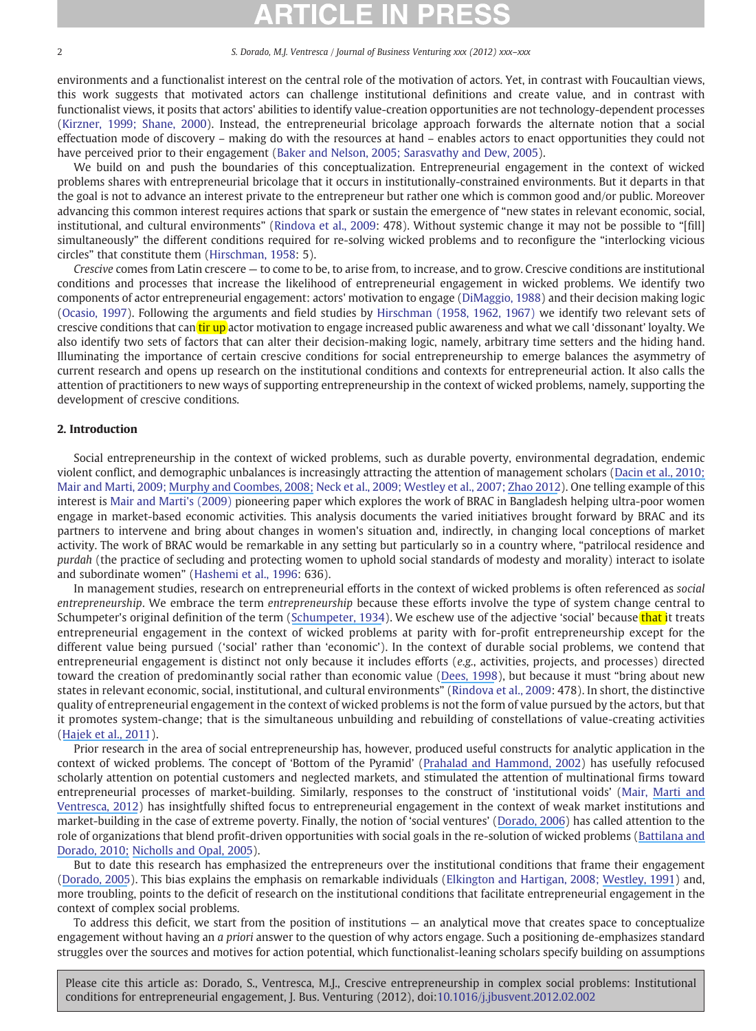environments and a functionalist interest on the central role of the motivation of actors. Yet, in contrast with Foucaultian views, this work suggests that motivated actors can challenge institutional definitions and create value, and in contrast with functionalist views, it posits that actors' abilities to identify value-creation opportunities are not technology-dependent processes (Kirzner, 1999; Shane, 2000). Instead, the entrepreneurial bricolage approach forwards the alternate notion that a social effectuation mode of discovery – making do with the resources at hand – enables actors to enact opportunities they could not have perceived prior to their engagement (Baker and Nelson, 2005; Sarasvathy and Dew, 2005).

We build on and push the boundaries of this conceptualization. Entrepreneurial engagement in the context of wicked problems shares with entrepreneurial bricolage that it occurs in institutionally-constrained environments. But it departs in that the goal is not to advance an interest private to the entrepreneur but rather one which is common good and/or public. Moreover advancing this common interest requires actions that spark or sustain the emergence of "new states in relevant economic, social, institutional, and cultural environments" (Rindova et al., 2009: 478). Without systemic change it may not be possible to "[fill] simultaneously" the different conditions required for re-solving wicked problems and to reconfigure the "interlocking vicious circles" that constitute them (Hirschman, 1958: 5).

*Crescive* comes from Latin crescere — to come to be, to arise from, to increase, and to grow. Crescive conditions are institutional conditions and processes that increase the likelihood of entrepreneurial engagement in wicked problems. We identify two components of actor entrepreneurial engagement: actors' motivation to engage (DiMaggio, 1988) and their decision making logic (Ocasio, 1997). Following the arguments and field studies by Hirschman (1958, 1962, 1967) we identify two relevant sets of crescive conditions that can tir up actor motivation to engage increased public awareness and what we call 'dissonant' loyalty. We also identify two sets of factors that can alter their decision-making logic, namely, arbitrary time setters and the hiding hand. Illuminating the importance of certain crescive conditions for social entrepreneurship to emerge balances the asymmetry of current research and opens up research on the institutional conditions and contexts for entrepreneurial action. It also calls the attention of practitioners to new ways of supporting entrepreneurship in the context of wicked problems, namely, supporting the development of crescive conditions.

## 2. Introduction

Social entrepreneurship in the context of wicked problems, such as durable poverty, environmental degradation, endemic violent conflict, and demographic unbalances is increasingly attracting the attention of management scholars (Dacin et al., 2010; Mair and Marti, 2009; Murphy and Coombes, 2008; Neck et al., 2009; Westley et al., 2007; Zhao 2012). One telling example of this interest is Mair and Marti's (2009) pioneering paper which explores the work of BRAC in Bangladesh helping ultra-poor women engage in market-based economic activities. This analysis documents the varied initiatives brought forward by BRAC and its partners to intervene and bring about changes in women's situation and, indirectly, in changing local conceptions of market activity. The work of BRAC would be remarkable in any setting but particularly so in a country where, "patrilocal residence and *purdah* (the practice of secluding and protecting women to uphold social standards of modesty and morality) interact to isolate and subordinate women" (Hashemi et al., 1996: 636).

In management studies, research on entrepreneurial efforts in the context of wicked problems is often referenced as *social entrepreneurship*. We embrace the term *entrepreneurship* because these efforts involve the type of system change central to Schumpeter's original definition of the term (Schumpeter, 1934). We eschew use of the adjective 'social' because that it treats entrepreneurial engagement in the context of wicked problems at parity with for-profit entrepreneurship except for the different value being pursued ('social' rather than 'economic'). In the context of durable social problems, we contend that entrepreneurial engagement is distinct not only because it includes efforts (*e.g.*, activities, projects, and processes) directed toward the creation of predominantly social rather than economic value (Dees, 1998), but because it must "bring about new states in relevant economic, social, institutional, and cultural environments" (Rindova et al., 2009: 478). In short, the distinctive quality of entrepreneurial engagement in the context of wicked problems is not the form of value pursued by the actors, but that it promotes system-change; that is the simultaneous unbuilding and rebuilding of constellations of value-creating activities (Hajek et al., 2011).

Prior research in the area of social entrepreneurship has, however, produced useful constructs for analytic application in the context of wicked problems. The concept of 'Bottom of the Pyramid' (Prahalad and Hammond, 2002) has usefully refocused scholarly attention on potential customers and neglected markets, and stimulated the attention of multinational firms toward entrepreneurial processes of market-building. Similarly, responses to the construct of 'institutional voids' (Mair, Marti and Ventresca, 2012) has insightfully shifted focus to entrepreneurial engagement in the context of weak market institutions and market-building in the case of extreme poverty. Finally, the notion of 'social ventures' (Dorado, 2006) has called attention to the role of organizations that blend profit-driven opportunities with social goals in the re-solution of wicked problems (Battilana and Dorado, 2010; Nicholls and Opal, 2005).

But to date this research has emphasized the entrepreneurs over the institutional conditions that frame their engagement (Dorado, 2005). This bias explains the emphasis on remarkable individuals (Elkington and Hartigan, 2008; Westley, 1991) and, more troubling, points to the deficit of research on the institutional conditions that facilitate entrepreneurial engagement in the context of complex social problems.

To address this deficit, we start from the position of institutions — an analytical move that creates space to conceptualize engagement without having an *a priori* answer to the question of why actors engage. Such a positioning de-emphasizes standard struggles over the sources and motives for action potential, which functionalist-leaning scholars specify building on assumptions

Please cite this article as: Dorado, S., Ventresca, M.J., Crescive entrepreneurship in complex social problems: Institutional conditions for entrepreneurial engagement, J. Bus. Venturing (2012), doi:10.1016/j.jbusvent.2012.02.002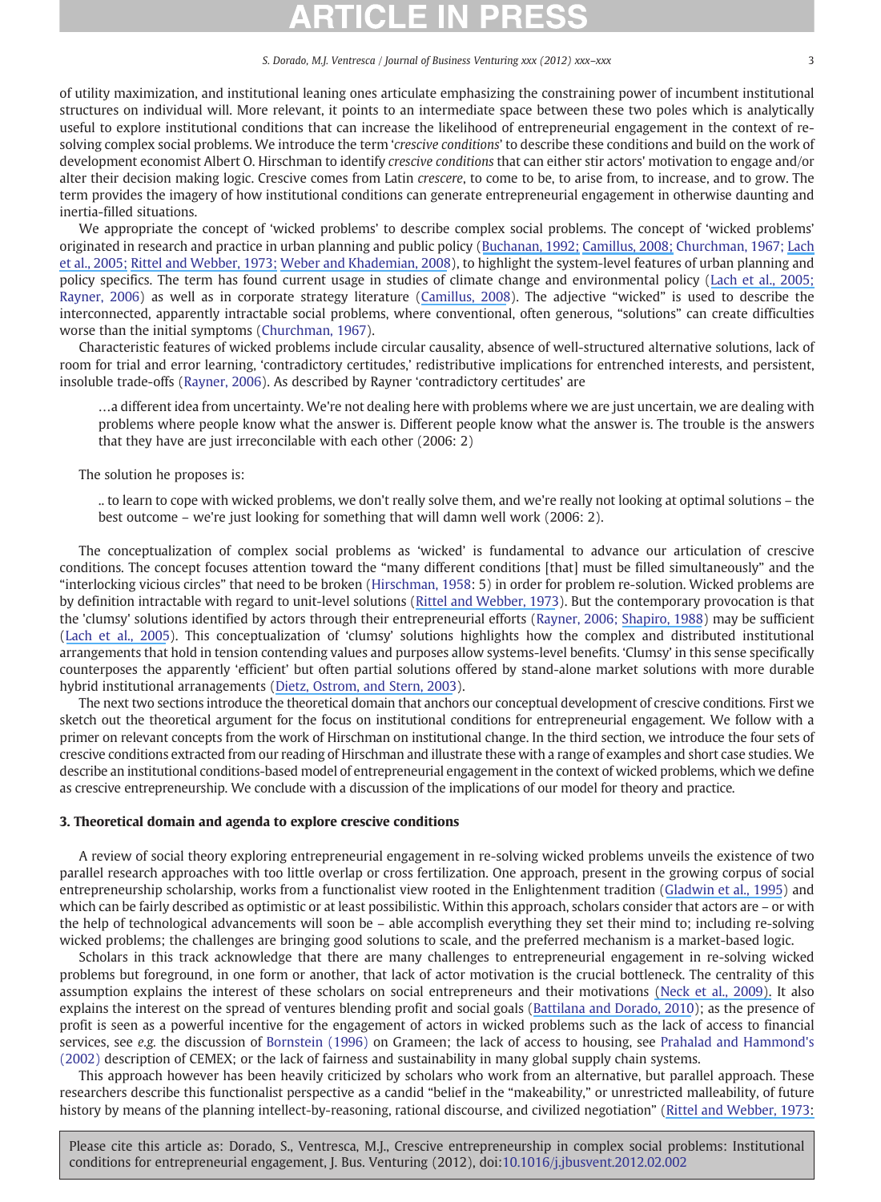of utility maximization, and institutional leaning ones articulate emphasizing the constraining power of incumbent institutional structures on individual will. More relevant, it points to an intermediate space between these two poles which is analytically useful to explore institutional conditions that can increase the likelihood of entrepreneurial engagement in the context of re-solving complex social problems. We introduce the term '*crescive conditions*' to describe these conditions and build on the work of development economist Albert O. Hirschman to identify *crescive conditions* that can either stir actors' motivation to engage and/or alter their decision making logic. Crescive comes from Latin *crescere*, to come to be, to arise from, to increase, and to grow. The term provides the imagery of how institutional conditions can generate entrepreneurial engagement in otherwise daunting and inertia-filled situations.

We appropriate the concept of 'wicked problems' to describe complex social problems. The concept of 'wicked problems' originated in research and practice in urban planning and public policy (Buchanan, 1992; Camillus, 2008; Churchman, 1967; Lach et al., 2005; Rittel and Webber, 1973; Weber and Khademian, 2008), to highlight the system-level features of urban planning and policy specifics. The term has found current usage in studies of climate change and environmental policy (Lach et al., 2005; Rayner, 2006) as well as in corporate strategy literature (Camillus, 2008). The adjective "wicked" is used to describe the interconnected, apparently intractable social problems, where conventional, often generous, "solutions" can create difficulties worse than the initial symptoms (Churchman, 1967).

Characteristic features of wicked problems include circular causality, absence of well-structured alternative solutions, lack of room for trial and error learning, 'contradictory certitudes,' redistributive implications for entrenched interests, and persistent, insoluble trade-offs (Rayner, 2006). As described by Rayner 'contradictory certitudes' are

> …a different idea from uncertainty. We're not dealing here with problems where we are just uncertain, we are dealing with problems where people know what the answer is. Different people know what the answer is. The trouble is the answers that they have are just irreconcilable with each other (2006: 2)

The solution he proposes is:

> .. to learn to cope with wicked problems, we don't really solve them, and we're really not looking at optimal solutions – the best outcome – we're just looking for something that will damn well work (2006: 2).

The conceptualization of complex social problems as 'wicked' is fundamental to advance our articulation of crescive conditions. The concept focuses attention toward the "many different conditions [that] must be filled simultaneously" and the "interlocking vicious circles" that need to be broken (Hirschman, 1958: 5) in order for problem re-solution. Wicked problems are by definition intractable with regard to unit-level solutions (Rittel and Webber, 1973). But the contemporary provocation is that the 'clumsy' solutions identified by actors through their entrepreneurial efforts (Rayner, 2006; Shapiro, 1988) may be sufficient (Lach et al., 2005). This conceptualization of 'clumsy' solutions highlights how the complex and distributed institutional arrangements that hold in tension contending values and purposes allow systems-level benefits. 'Clumsy' in this sense specifically counterposes the apparently 'efficient' but often partial solutions offered by stand-alone market solutions with more durable hybrid institutional arranagements (Dietz, Ostrom, and Stern, 2003).

The next two sections introduce the theoretical domain that anchors our conceptual development of crescive conditions. First we sketch out the theoretical argument for the focus on institutional conditions for entrepreneurial engagement. We follow with a primer on relevant concepts from the work of Hirschman on institutional change. In the third section, we introduce the four sets of crescive conditions extracted from our reading of Hirschman and illustrate these with a range of examples and short case studies. We describe an institutional conditions-based model of entrepreneurial engagement in the context of wicked problems, which we define as crescive entrepreneurship. We conclude with a discussion of the implications of our model for theory and practice.

## 3. Theoretical domain and agenda to explore crescive conditions

A review of social theory exploring entrepreneurial engagement in re-solving wicked problems unveils the existence of two parallel research approaches with too little overlap or cross fertilization. One approach, present in the growing corpus of social entrepreneurship scholarship, works from a functionalist view rooted in the Enlightenment tradition (Gladwin et al., 1995) and which can be fairly described as optimistic or at least possibilistic. Within this approach, scholars consider that actors are – or with the help of technological advancements will soon be – able accomplish everything they set their mind to; including re-solving wicked problems; the challenges are bringing good solutions to scale, and the preferred mechanism is a market-based logic.

Scholars in this track acknowledge that there are many challenges to entrepreneurial engagement in re-solving wicked problems but foreground, in one form or another, that lack of actor motivation is the crucial bottleneck. The centrality of this assumption explains the interest of these scholars on social entrepreneurs and their motivations (Neck et al., 2009). It also explains the interest on the spread of ventures blending profit and social goals (Battilana and Dorado, 2010); as the presence of profit is seen as a powerful incentive for the engagement of actors in wicked problems such as the lack of access to financial services, see *e.g.* the discussion of Bornstein (1996) on Grameen; the lack of access to housing, see Prahalad and Hammond's (2002) description of CEMEX; or the lack of fairness and sustainability in many global supply chain systems.

This approach however has been heavily criticized by scholars who work from an alternative, but parallel approach. These researchers describe this functionalist perspective as a candid "belief in the "makeability," or unrestricted malleability, of future history by means of the planning intellect-by-reasoning, rational discourse, and civilized negotiation" (Rittel and Webber, 1973: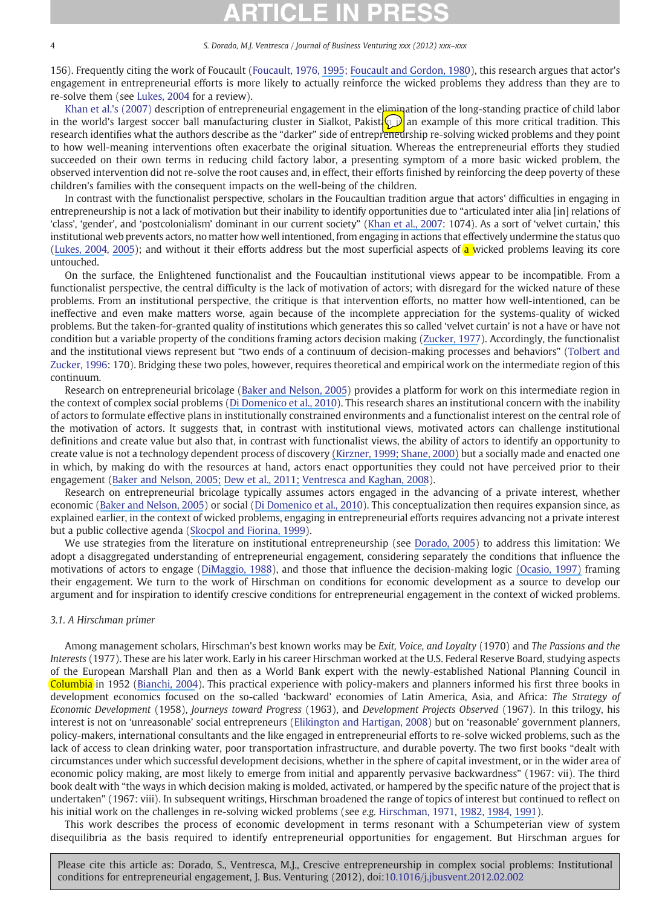156). Frequently citing the work of Foucault (Foucault, 1976, 1995; Foucault and Gordon, 1980), this research argues that actor's engagement in entrepreneurial efforts is more likely to actually reinforce the wicked problems they address than they are to re-solve them (see Lukes, 2004 for a review).

Khan et al.'s (2007) description of entrepreneurial engagement in the elimination of the long-standing practice of child labor in the world's largest soccer ball manufacturing cluster in Sialkot, Pakistan is an example of this more critical tradition. This research identifies what the authors describe as the "darker" side of entrepreneurship re-solving wicked problems and they point to how well-meaning interventions often exacerbate the original situation. Whereas the entrepreneurial efforts they studied succeeded on their own terms in reducing child factory labor, a presenting symptom of a more basic wicked problem, the observed intervention did not re-solve the root causes and, in effect, their efforts finished by reinforcing the deep poverty of these children's families with the consequent impacts on the well-being of the children.

In contrast with the functionalist perspective, scholars in the Foucaultian tradition argue that actors' difficulties in engaging in entrepreneurship is not a lack of motivation but their inability to identify opportunities due to "articulated inter alia [in] relations of 'class', 'gender', and 'postcolonialism' dominant in our current society" (Khan et al., 2007: 1074). As a sort of 'velvet curtain,' this institutional web prevents actors, no matter how well intentioned, from engaging in actions that effectively undermine the status quo (Lukes, 2004, 2005); and without it their efforts address but the most superficial aspects of a wicked problems leaving its core untouched.

On the surface, the Enlightened functionalist and the Foucaultian institutional views appear to be incompatible. From a functionalist perspective, the central difficulty is the lack of motivation of actors; with disregard for the wicked nature of these problems. From an institutional perspective, the critique is that intervention efforts, no matter how well-intentioned, can be ineffective and even make matters worse, again because of the incomplete appreciation for the systems-quality of wicked problems. But the taken-for-granted quality of institutions which generates this so called 'velvet curtain' is not a have or have not condition but a variable property of the conditions framing actors decision making (Zucker, 1977). Accordingly, the functionalist and the institutional views represent but "two ends of a continuum of decision-making processes and behaviors" (Tolbert and Zucker, 1996: 170). Bridging these two poles, however, requires theoretical and empirical work on the intermediate region of this continuum.

Research on entrepreneurial bricolage (Baker and Nelson, 2005) provides a platform for work on this intermediate region in the context of complex social problems (Di Domenico et al., 2010). This research shares an institutional concern with the inability of actors to formulate effective plans in institutionally constrained environments and a functionalist interest on the central role of the motivation of actors. It suggests that, in contrast with institutional views, motivated actors can challenge institutional definitions and create value but also that, in contrast with functionalist views, the ability of actors to identify an opportunity to create value is not a technology dependent process of discovery (Kirzner, 1999; Shane, 2000) but a socially made and enacted one in which, by making do with the resources at hand, actors enact opportunities they could not have perceived prior to their engagement (Baker and Nelson, 2005; Dew et al., 2011; Ventresca and Kaghan, 2008).

Research on entrepreneurial bricolage typically assumes actors engaged in the advancing of a private interest, whether economic (Baker and Nelson, 2005) or social (Di Domenico et al., 2010). This conceptualization then requires expansion since, as explained earlier, in the context of wicked problems, engaging in entrepreneurial efforts requires advancing not a private interest but a public collective agenda (Skocpol and Fiorina, 1999).

We use strategies from the literature on institutional entrepreneurship (see Dorado, 2005) to address this limitation: We adopt a disaggregated understanding of entrepreneurial engagement, considering separately the conditions that influence the motivations of actors to engage (DiMaggio, 1988), and those that influence the decision-making logic (Ocasio, 1997) framing their engagement. We turn to the work of Hirschman on conditions for economic development as a source to develop our argument and for inspiration to identify crescive conditions for entrepreneurial engagement in the context of wicked problems.

### 3.1. A Hirschman primer

Among management scholars, Hirschman's best known works may be *Exit, Voice, and Loyalty* (1970) and *The Passions and the Interests* (1977). These are his later work. Early in his career Hirschman worked at the U.S. Federal Reserve Board, studying aspects of the European Marshall Plan and then as a World Bank expert with the newly-established National Planning Council in Columbia in 1952 (Bianchi, 2004). This practical experience with policy-makers and planners informed his first three books in development economics focused on the so-called 'backward' economies of Latin America, Asia, and Africa: *The Strategy of Economic Development* (1958), *Journeys toward Progress* (1963), and *Development Projects Observed* (1967). In this trilogy, his interest is not on 'unreasonable' social entrepreneurs (Elikington and Hartigan, 2008) but on 'reasonable' government planners, policy-makers, international consultants and the like engaged in entrepreneurial efforts to re-solve wicked problems, such as the lack of access to clean drinking water, poor transportation infrastructure, and durable poverty. The two first books "dealt with circumstances under which successful development decisions, whether in the sphere of capital investment, or in the wider area of economic policy making, are most likely to emerge from initial and apparently pervasive backwardness" (1967: vii). The third book dealt with "the ways in which decision making is molded, activated, or hampered by the specific nature of the project that is undertaken" (1967: viii). In subsequent writings, Hirschman broadened the range of topics of interest but continued to reflect on his initial work on the challenges in re-solving wicked problems (see *e.g.* Hirschman, 1971, 1982, 1984, 1991).

This work describes the process of economic development in terms resonant with a Schumpeterian view of system disequilibria as the basis required to identify entrepreneurial opportunities for engagement. But Hirschman argues for

Please cite this article as: Dorado, S., Ventresca, M.J., Crescive entrepreneurship in complex social problems: Institutional conditions for entrepreneurial engagement, J. Bus. Venturing (2012), doi:10.1016/j.jbusvent.2012.02.002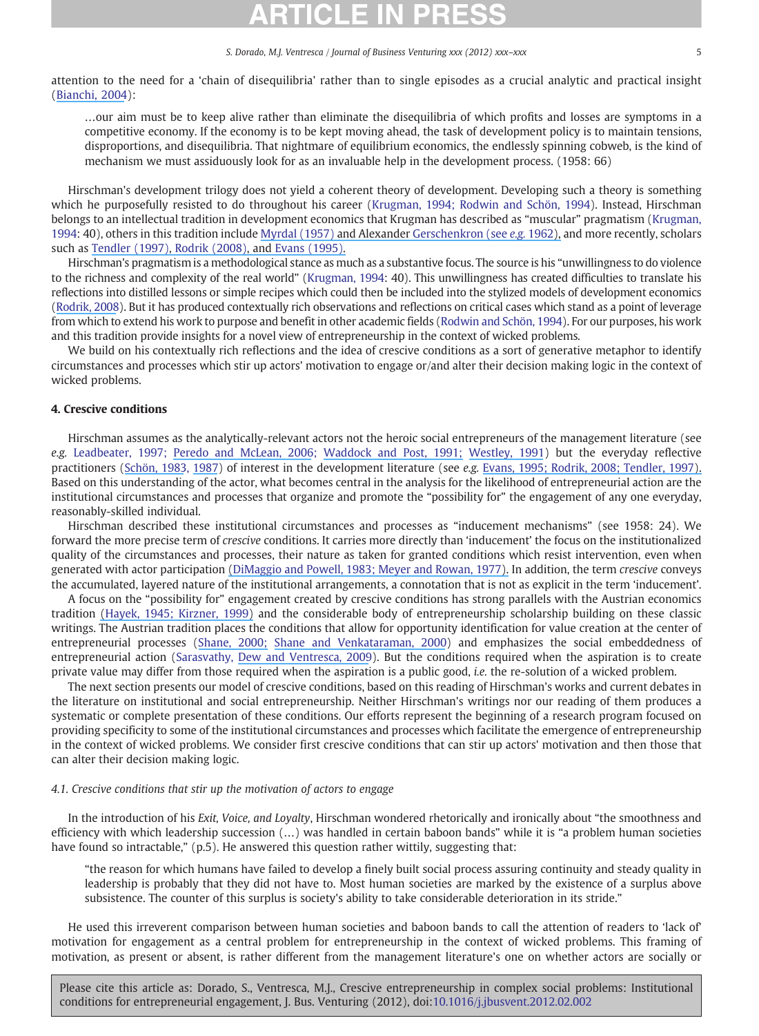attention to the need for a 'chain of disequilibria' rather than to single episodes as a crucial analytic and practical insight (Bianchi, 2004):

> …our aim must be to keep alive rather than eliminate the disequilibria of which profits and losses are symptoms in a competitive economy. If the economy is to be kept moving ahead, the task of development policy is to maintain tensions, disproportions, and disequilibria. That nightmare of equilibrium economics, the endlessly spinning cobweb, is the kind of mechanism we must assiduously look for as an invaluable help in the development process. (1958: 66)

Hirschman's development trilogy does not yield a coherent theory of development. Developing such a theory is something which he purposefully resisted to do throughout his career (Krugman, 1994; Rodwin and Schön, 1994). Instead, Hirschman belongs to an intellectual tradition in development economics that Krugman has described as "muscular" pragmatism (Krugman, 1994: 40), others in this tradition include Myrdal (1957) and Alexander Gerschenkron (see *e.g.* 1962), and more recently, scholars such as Tendler (1997), Rodrik (2008), and Evans (1995).

Hirschman's pragmatism is a methodological stance as much as a substantive focus. The source is his "unwillingness to do violence to the richness and complexity of the real world" (Krugman, 1994: 40). This unwillingness has created difficulties to translate his reflections into distilled lessons or simple recipes which could then be included into the stylized models of development economics (Rodrik, 2008). But it has produced contextually rich observations and reflections on critical cases which stand as a point of leverage from which to extend his work to purpose and benefit in other academic fields (Rodwin and Schön, 1994). For our purposes, his work and this tradition provide insights for a novel view of entrepreneurship in the context of wicked problems.

We build on his contextually rich reflections and the idea of crescive conditions as a sort of generative metaphor to identify circumstances and processes which stir up actors' motivation to engage or/and alter their decision making logic in the context of wicked problems.

## 4. Crescive conditions

Hirschman assumes as the analytically-relevant actors not the heroic social entrepreneurs of the management literature (see *e.g.* Leadbeater, 1997; Peredo and McLean, 2006; Waddock and Post, 1991; Westley, 1991) but the everyday reflective practitioners (Schön, 1983, 1987) of interest in the development literature (see *e.g.* Evans, 1995; Rodrik, 2008; Tendler, 1997). Based on this understanding of the actor, what becomes central in the analysis for the likelihood of entrepreneurial action are the institutional circumstances and processes that organize and promote the "possibility for" the engagement of any one everyday, reasonably-skilled individual.

Hirschman described these institutional circumstances and processes as "inducement mechanisms" (see 1958: 24). We forward the more precise term of *crescive* conditions. It carries more directly than 'inducement' the focus on the institutionalized quality of the circumstances and processes, their nature as taken for granted conditions which resist intervention, even when generated with actor participation (DiMaggio and Powell, 1983; Meyer and Rowan, 1977). In addition, the term *crescive* conveys the accumulated, layered nature of the institutional arrangements, a connotation that is not as explicit in the term 'inducement'.

A focus on the "possibility for" engagement created by crescive conditions has strong parallels with the Austrian economics tradition (Hayek, 1945; Kirzner, 1999) and the considerable body of entrepreneurship scholarship building on these classic writings. The Austrian tradition places the conditions that allow for opportunity identification for value creation at the center of entrepreneurial processes (Shane, 2000; Shane and Venkataraman, 2000) and emphasizes the social embeddedness of entrepreneurial action (Sarasvathy, Dew and Ventresca, 2009). But the conditions required when the aspiration is to create private value may differ from those required when the aspiration is a public good, *i.e.* the re-solution of a wicked problem.

The next section presents our model of crescive conditions, based on this reading of Hirschman's works and current debates in the literature on institutional and social entrepreneurship. Neither Hirschman's writings nor our reading of them produces a systematic or complete presentation of these conditions. Our efforts represent the beginning of a research program focused on providing specificity to some of the institutional circumstances and processes which facilitate the emergence of entrepreneurship in the context of wicked problems. We consider first crescive conditions that can stir up actors' motivation and then those that can alter their decision making logic.

### *4.1. Crescive conditions that stir up the motivation of actors to engage*

In the introduction of his *Exit, Voice, and Loyalty*, Hirschman wondered rhetorically and ironically about "the smoothness and efficiency with which leadership succession (…) was handled in certain baboon bands" while it is "a problem human societies have found so intractable," (p.5). He answered this question rather wittily, suggesting that:

> "the reason for which humans have failed to develop a finely built social process assuring continuity and steady quality in leadership is probably that they did not have to. Most human societies are marked by the existence of a surplus above subsistence. The counter of this surplus is society's ability to take considerable deterioration in its stride."

He used this irreverent comparison between human societies and baboon bands to call the attention of readers to 'lack of' motivation for engagement as a central problem for entrepreneurship in the context of wicked problems. This framing of motivation, as present or absent, is rather different from the management literature's one on whether actors are socially or

Please cite this article as: Dorado, S., Ventresca, M.J., Crescive entrepreneurship in complex social problems: Institutional conditions for entrepreneurial engagement, J. Bus. Venturing (2012), doi:10.1016/j.jbusvent.2012.02.002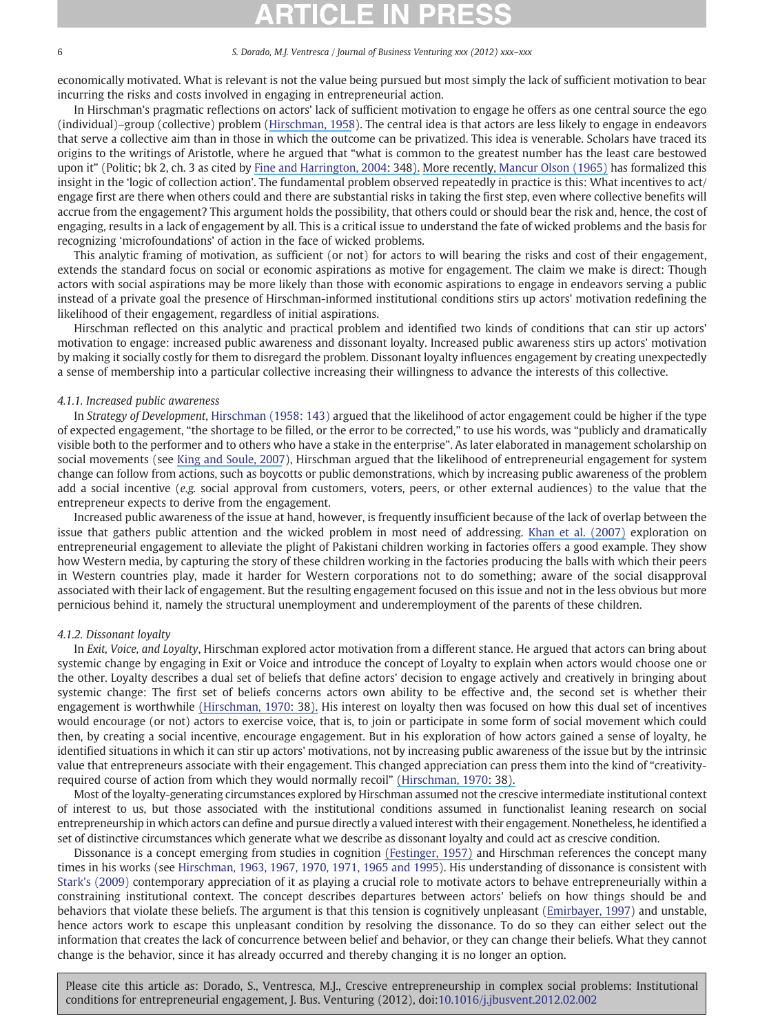economically motivated. What is relevant is not the value being pursued but most simply the lack of sufficient motivation to bear incurring the risks and costs involved in engaging in entrepreneurial action.

In Hirschman's pragmatic reflections on actors' lack of sufficient motivation to engage he offers as one central source the ego (individual)–group (collective) problem (Hirschman, 1958). The central idea is that actors are less likely to engage in endeavors that serve a collective aim than in those in which the outcome can be privatized. This idea is venerable. Scholars have traced its origins to the writings of Aristotle, where he argued that "what is common to the greatest number has the least care bestowed upon it" (Politic; bk 2, ch. 3 as cited by Fine and Harrington, 2004: 348). More recently, Mancur Olson (1965) has formalized this insight in the 'logic of collection action'. The fundamental problem observed repeatedly in practice is this: What incentives to act/engage first are there when others could and there are substantial risks in taking the first step, even where collective benefits will accrue from the engagement? This argument holds the possibility, that others could or should bear the risk and, hence, the cost of engaging, results in a lack of engagement by all. This is a critical issue to understand the fate of wicked problems and the basis for recognizing 'microfoundations' of action in the face of wicked problems.

This analytic framing of motivation, as sufficient (or not) for actors to will bearing the risks and cost of their engagement, extends the standard focus on social or economic aspirations as motive for engagement. The claim we make is direct: Though actors with social aspirations may be more likely than those with economic aspirations to engage in endeavors serving a public instead of a private goal the presence of Hirschman-informed institutional conditions stirs up actors' motivation redefining the likelihood of their engagement, regardless of initial aspirations.

Hirschman reflected on this analytic and practical problem and identified two kinds of conditions that can stir up actors' motivation to engage: increased public awareness and dissonant loyalty. Increased public awareness stirs up actors' motivation by making it socially costly for them to disregard the problem. Dissonant loyalty influences engagement by creating unexpectedly a sense of membership into a particular collective increasing their willingness to advance the interests of this collective.

#### 4.1.1. Increased public awareness

In *Strategy of Development*, Hirschman (1958: 143) argued that the likelihood of actor engagement could be higher if the type of expected engagement, "the shortage to be filled, or the error to be corrected," to use his words, was "publicly and dramatically visible both to the performer and to others who have a stake in the enterprise". As later elaborated in management scholarship on social movements (see King and Soule, 2007), Hirschman argued that the likelihood of entrepreneurial engagement for system change can follow from actions, such as boycotts or public demonstrations, which by increasing public awareness of the problem add a social incentive (*e.g.* social approval from customers, voters, peers, or other external audiences) to the value that the entrepreneur expects to derive from the engagement.

Increased public awareness of the issue at hand, however, is frequently insufficient because of the lack of overlap between the issue that gathers public attention and the wicked problem in most need of addressing. Khan et al. (2007) exploration on entrepreneurial engagement to alleviate the plight of Pakistani children working in factories offers a good example. They show how Western media, by capturing the story of these children working in the factories producing the balls with which their peers in Western countries play, made it harder for Western corporations not to do something; aware of the social disapproval associated with their lack of engagement. But the resulting engagement focused on this issue and not in the less obvious but more pernicious behind it, namely the structural unemployment and underemployment of the parents of these children.

#### 4.1.2. Dissonant loyalty

In *Exit, Voice, and Loyalty*, Hirschman explored actor motivation from a different stance. He argued that actors can bring about systemic change by engaging in Exit or Voice and introduce the concept of Loyalty to explain when actors would choose one or the other. Loyalty describes a dual set of beliefs that define actors' decision to engage actively and creatively in bringing about systemic change: The first set of beliefs concerns actors own ability to be effective and, the second set is whether their engagement is worthwhile (Hirschman, 1970: 38). His interest on loyalty then was focused on how this dual set of incentives would encourage (or not) actors to exercise voice, that is, to join or participate in some form of social movement which could then, by creating a social incentive, encourage engagement. But in his exploration of how actors gained a sense of loyalty, he identified situations in which it can stir up actors' motivations, not by increasing public awareness of the issue but by the intrinsic value that entrepreneurs associate with their engagement. This changed appreciation can press them into the kind of "creativity-required course of action from which they would normally recoil" (Hirschman, 1970: 38).

Most of the loyalty-generating circumstances explored by Hirschman assumed not the crescive intermediate institutional context of interest to us, but those associated with the institutional conditions assumed in functionalist leaning research on social entrepreneurship in which actors can define and pursue directly a valued interest with their engagement. Nonetheless, he identified a set of distinctive circumstances which generate what we describe as dissonant loyalty and could act as crescive condition.

Dissonance is a concept emerging from studies in cognition (Festinger, 1957) and Hirschman references the concept many times in his works (see Hirschman, 1963, 1967, 1970, 1971, 1965 and 1995). His understanding of dissonance is consistent with Stark's (2009) contemporary appreciation of it as playing a crucial role to motivate actors to behave entrepreneurially within a constraining institutional context. The concept describes departures between actors' beliefs on how things should be and behaviors that violate these beliefs. The argument is that this tension is cognitively unpleasant (Emirbayer, 1997) and unstable, hence actors work to escape this unpleasant condition by resolving the dissonance. To do so they can either select out the information that creates the lack of concurrence between belief and behavior, or they can change their beliefs. What they cannot change is the behavior, since it has already occurred and thereby changing it is no longer an option.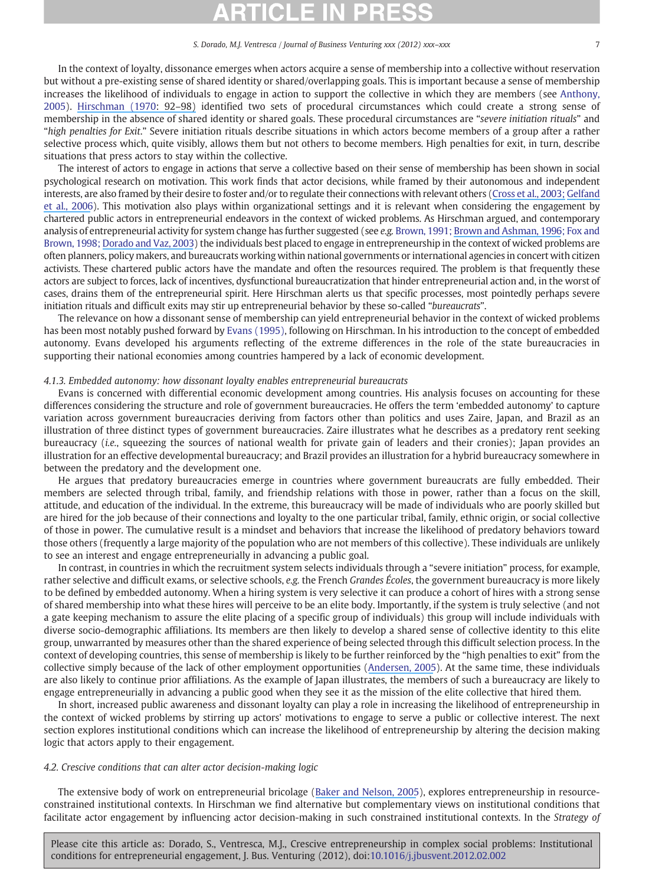In the context of loyalty, dissonance emerges when actors acquire a sense of membership into a collective without reservation but without a pre-existing sense of shared identity or shared/overlapping goals. This is important because a sense of membership increases the likelihood of individuals to engage in action to support the collective in which they are members (see Anthony, 2005). Hirschman (1970: 92–98) identified two sets of procedural circumstances which could create a strong sense of membership in the absence of shared identity or shared goals. These procedural circumstances are "*severe initiation rituals*" and "*high penalties for Exit*." Severe initiation rituals describe situations in which actors become members of a group after a rather selective process which, quite visibly, allows them but not others to become members. High penalties for exit, in turn, describe situations that press actors to stay within the collective.

The interest of actors to engage in actions that serve a collective based on their sense of membership has been shown in social psychological research on motivation. This work finds that actor decisions, while framed by their autonomous and independent interests, are also framed by their desire to foster and/or to regulate their connections with relevant others (Cross et al., 2003; Gelfand et al., 2006). This motivation also plays within organizational settings and it is relevant when considering the engagement by chartered public actors in entrepreneurial endeavors in the context of wicked problems. As Hirschman argued, and contemporary analysis of entrepreneurial activity for system change has further suggested (see *e.g.* Brown, 1991; Brown and Ashman, 1996; Fox and Brown, 1998; Dorado and Vaz, 2003) the individuals best placed to engage in entrepreneurship in the context of wicked problems are often planners, policy makers, and bureaucrats working within national governments or international agencies in concert with citizen activists. These chartered public actors have the mandate and often the resources required. The problem is that frequently these actors are subject to forces, lack of incentives, dysfunctional bureaucratization that hinder entrepreneurial action and, in the worst of cases, drains them of the entrepreneurial spirit. Here Hirschman alerts us that specific processes, most pointedly perhaps severe initiation rituals and difficult exits may stir up entrepreneurial behavior by these so-called "*bureaucrats*".

The relevance on how a dissonant sense of membership can yield entrepreneurial behavior in the context of wicked problems has been most notably pushed forward by Evans (1995), following on Hirschman. In his introduction to the concept of embedded autonomy. Evans developed his arguments reflecting of the extreme differences in the role of the state bureaucracies in supporting their national economies among countries hampered by a lack of economic development.

#### *4.1.3. Embedded autonomy: how dissonant loyalty enables entrepreneurial bureaucrats*

Evans is concerned with differential economic development among countries. His analysis focuses on accounting for these differences considering the structure and role of government bureaucracies. He offers the term 'embedded autonomy' to capture variation across government bureaucracies deriving from factors other than politics and uses Zaire, Japan, and Brazil as an illustration of three distinct types of government bureaucracies. Zaire illustrates what he describes as a predatory rent seeking bureaucracy (*i.e.*, squeezing the sources of national wealth for private gain of leaders and their cronies); Japan provides an illustration for an effective developmental bureaucracy; and Brazil provides an illustration for a hybrid bureaucracy somewhere in between the predatory and the development one.

He argues that predatory bureaucracies emerge in countries where government bureaucrats are fully embedded. Their members are selected through tribal, family, and friendship relations with those in power, rather than a focus on the skill, attitude, and education of the individual. In the extreme, this bureaucracy will be made of individuals who are poorly skilled but are hired for the job because of their connections and loyalty to the one particular tribal, family, ethnic origin, or social collective of those in power. The cumulative result is a mindset and behaviors that increase the likelihood of predatory behaviors toward those others (frequently a large majority of the population who are not members of this collective). These individuals are unlikely to see an interest and engage entrepreneurially in advancing a public goal.

In contrast, in countries in which the recruitment system selects individuals through a "severe initiation" process, for example, rather selective and difficult exams, or selective schools, *e.g.* the French *Grandes Écoles*, the government bureaucracy is more likely to be defined by embedded autonomy. When a hiring system is very selective it can produce a cohort of hires with a strong sense of shared membership into what these hires will perceive to be an elite body. Importantly, if the system is truly selective (and not a gate keeping mechanism to assure the elite placing of a specific group of individuals) this group will include individuals with diverse socio-demographic affiliations. Its members are then likely to develop a shared sense of collective identity to this elite group, unwarranted by measures other than the shared experience of being selected through this difficult selection process. In the context of developing countries, this sense of membership is likely to be further reinforced by the "high penalties to exit" from the collective simply because of the lack of other employment opportunities (Andersen, 2005). At the same time, these individuals are also likely to continue prior affiliations. As the example of Japan illustrates, the members of such a bureaucracy are likely to engage entrepreneurially in advancing a public good when they see it as the mission of the elite collective that hired them.

In short, increased public awareness and dissonant loyalty can play a role in increasing the likelihood of entrepreneurship in the context of wicked problems by stirring up actors' motivations to engage to serve a public or collective interest. The next section explores institutional conditions which can increase the likelihood of entrepreneurship by altering the decision making logic that actors apply to their engagement.

### *4.2. Crescive conditions that can alter actor decision-making logic*

The extensive body of work on entrepreneurial bricolage (Baker and Nelson, 2005), explores entrepreneurship in resource-constrained institutional contexts. In Hirschman we find alternative but complementary views on institutional conditions that facilitate actor engagement by influencing actor decision-making in such constrained institutional contexts. In the *Strategy of*

Please cite this article as: Dorado, S., Ventresca, M.J., Crescive entrepreneurship in complex social problems: Institutional conditions for entrepreneurial engagement, J. Bus. Venturing (2012), doi:10.1016/j.jbusvent.2012.02.002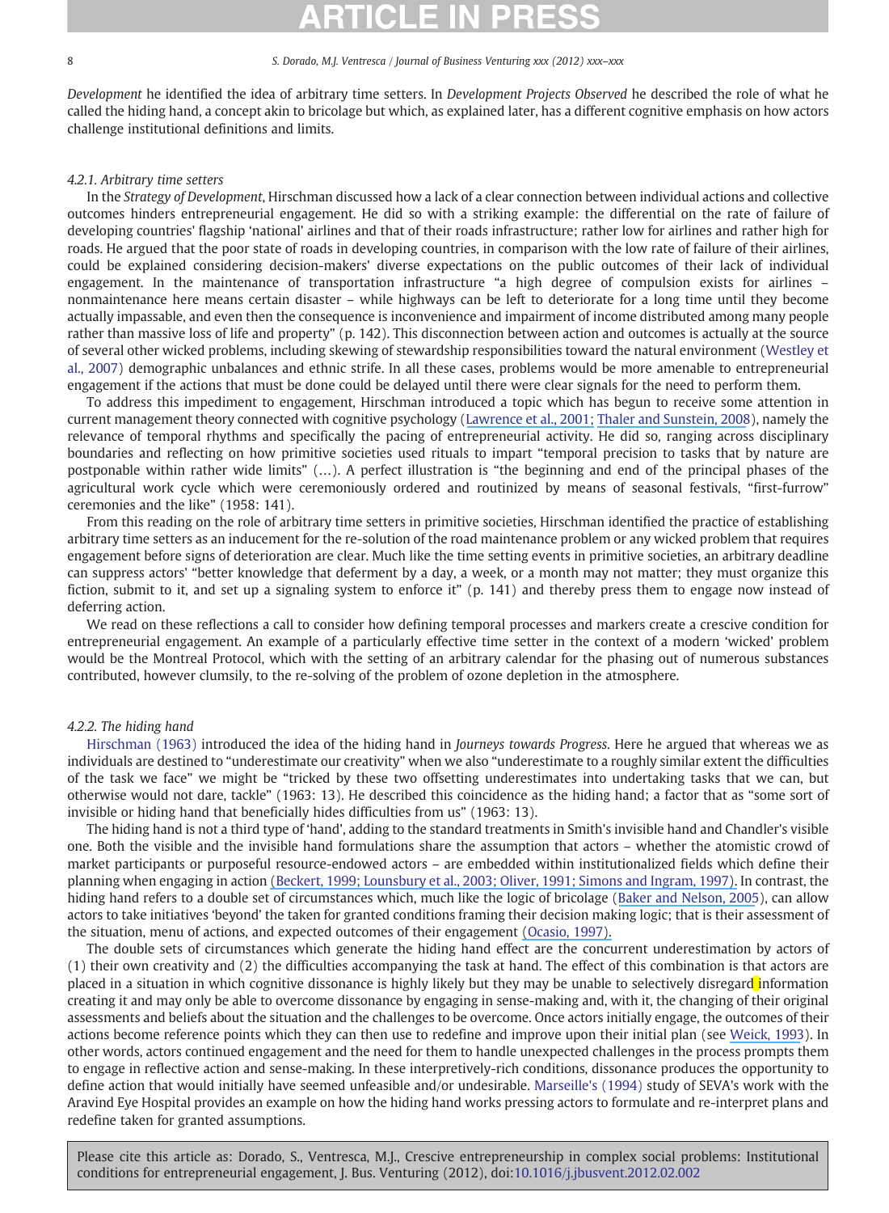*Development* he identified the idea of arbitrary time setters. In *Development Projects Observed* he described the role of what he called the hiding hand, a concept akin to bricolage but which, as explained later, has a different cognitive emphasis on how actors challenge institutional definitions and limits.

#### 4.2.1. Arbitrary time setters

In the *Strategy of Development*, Hirschman discussed how a lack of a clear connection between individual actions and collective outcomes hinders entrepreneurial engagement. He did so with a striking example: the differential on the rate of failure of developing countries' flagship 'national' airlines and that of their roads infrastructure; rather low for airlines and rather high for roads. He argued that the poor state of roads in developing countries, in comparison with the low rate of failure of their airlines, could be explained considering decision-makers' diverse expectations on the public outcomes of their lack of individual engagement. In the maintenance of transportation infrastructure "a high degree of compulsion exists for airlines – nonmaintenance here means certain disaster – while highways can be left to deteriorate for a long time until they become actually impassable, and even then the consequence is inconvenience and impairment of income distributed among many people rather than massive loss of life and property" (p. 142). This disconnection between action and outcomes is actually at the source of several other wicked problems, including skewing of stewardship responsibilities toward the natural environment (Westley et al., 2007) demographic unbalances and ethnic strife. In all these cases, problems would be more amenable to entrepreneurial engagement if the actions that must be done could be delayed until there were clear signals for the need to perform them.

To address this impediment to engagement, Hirschman introduced a topic which has begun to receive some attention in current management theory connected with cognitive psychology (Lawrence et al., 2001; Thaler and Sunstein, 2008), namely the relevance of temporal rhythms and specifically the pacing of entrepreneurial activity. He did so, ranging across disciplinary boundaries and reflecting on how primitive societies used rituals to impart "temporal precision to tasks that by nature are postponable within rather wide limits" (…). A perfect illustration is "the beginning and end of the principal phases of the agricultural work cycle which were ceremoniously ordered and routinized by means of seasonal festivals, "first-furrow" ceremonies and the like" (1958: 141).

From this reading on the role of arbitrary time setters in primitive societies, Hirschman identified the practice of establishing arbitrary time setters as an inducement for the re-solution of the road maintenance problem or any wicked problem that requires engagement before signs of deterioration are clear. Much like the time setting events in primitive societies, an arbitrary deadline can suppress actors' "better knowledge that deferment by a day, a week, or a month may not matter; they must organize this fiction, submit to it, and set up a signaling system to enforce it" (p. 141) and thereby press them to engage now instead of deferring action.

We read on these reflections a call to consider how defining temporal processes and markers create a crescive condition for entrepreneurial engagement. An example of a particularly effective time setter in the context of a modern 'wicked' problem would be the Montreal Protocol, which with the setting of an arbitrary calendar for the phasing out of numerous substances contributed, however clumsily, to the re-solving of the problem of ozone depletion in the atmosphere.

#### 4.2.2. The hiding hand

Hirschman (1963) introduced the idea of the hiding hand in *Journeys towards Progress*. Here he argued that whereas we as individuals are destined to "underestimate our creativity" when we also "underestimate to a roughly similar extent the difficulties of the task we face" we might be "tricked by these two offsetting underestimates into undertaking tasks that we can, but otherwise would not dare, tackle" (1963: 13). He described this coincidence as the hiding hand; a factor that as "some sort of invisible or hiding hand that beneficially hides difficulties from us" (1963: 13).

The hiding hand is not a third type of 'hand', adding to the standard treatments in Smith's invisible hand and Chandler's visible one. Both the visible and the invisible hand formulations share the assumption that actors – whether the atomistic crowd of market participants or purposeful resource-endowed actors – are embedded within institutionalized fields which define their planning when engaging in action (Beckert, 1999; Lounsbury et al., 2003; Oliver, 1991; Simons and Ingram, 1997). In contrast, the hiding hand refers to a double set of circumstances which, much like the logic of bricolage (Baker and Nelson, 2005), can allow actors to take initiatives 'beyond' the taken for granted conditions framing their decision making logic; that is their assessment of the situation, menu of actions, and expected outcomes of their engagement (Ocasio, 1997).

The double sets of circumstances which generate the hiding hand effect are the concurrent underestimation by actors of (1) their own creativity and (2) the difficulties accompanying the task at hand. The effect of this combination is that actors are placed in a situation in which cognitive dissonance is highly likely but they may be unable to selectively disregard information creating it and may only be able to overcome dissonance by engaging in sense-making and, with it, the changing of their original assessments and beliefs about the situation and the challenges to be overcome. Once actors initially engage, the outcomes of their actions become reference points which they can then use to redefine and improve upon their initial plan (see Weick, 1993). In other words, actors continued engagement and the need for them to handle unexpected challenges in the process prompts them to engage in reflective action and sense-making. In these interpretively-rich conditions, dissonance produces the opportunity to define action that would initially have seemed unfeasible and/or undesirable. Marseille's (1994) study of SEVA's work with the Aravind Eye Hospital provides an example on how the hiding hand works pressing actors to formulate and re-interpret plans and redefine taken for granted assumptions.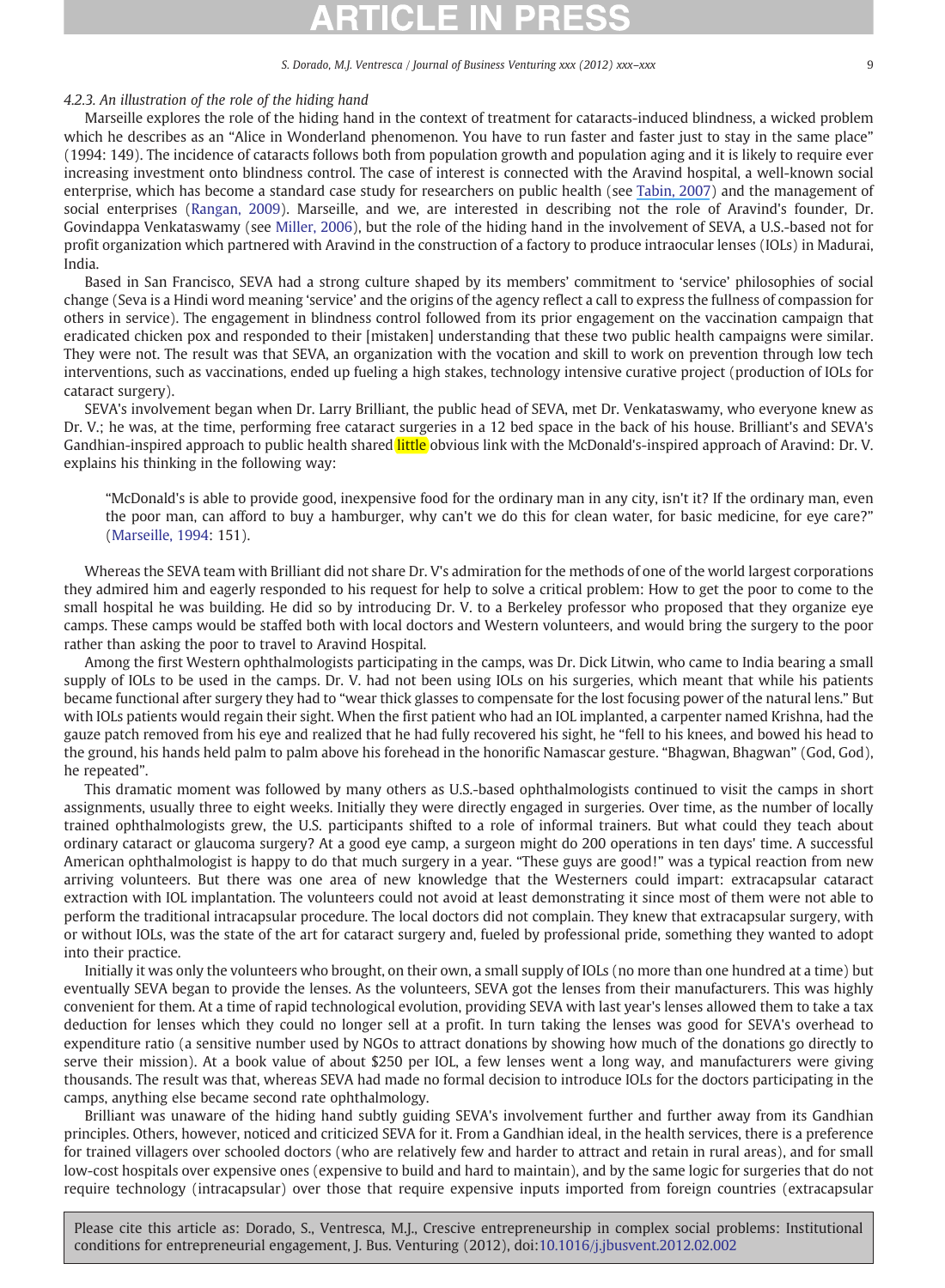#### 4.2.3. An illustration of the role of the hiding hand

Marseille explores the role of the hiding hand in the context of treatment for cataracts-induced blindness, a wicked problem which he describes as an "Alice in Wonderland phenomenon. You have to run faster and faster just to stay in the same place" (1994: 149). The incidence of cataracts follows both from population growth and population aging and it is likely to require ever increasing investment onto blindness control. The case of interest is connected with the Aravind hospital, a well-known social enterprise, which has become a standard case study for researchers on public health (see Tabin, 2007) and the management of social enterprises (Rangan, 2009). Marseille, and we, are interested in describing not the role of Aravind's founder, Dr. Govindappa Venkataswamy (see Miller, 2006), but the role of the hiding hand in the involvement of SEVA, a U.S.-based not for profit organization which partnered with Aravind in the construction of a factory to produce intraocular lenses (IOLs) in Madurai, India.

Based in San Francisco, SEVA had a strong culture shaped by its members' commitment to 'service' philosophies of social change (Seva is a Hindi word meaning 'service' and the origins of the agency reflect a call to express the fullness of compassion for others in service). The engagement in blindness control followed from its prior engagement on the vaccination campaign that eradicated chicken pox and responded to their [mistaken] understanding that these two public health campaigns were similar. They were not. The result was that SEVA, an organization with the vocation and skill to work on prevention through low tech interventions, such as vaccinations, ended up fueling a high stakes, technology intensive curative project (production of IOLs for cataract surgery).

SEVA's involvement began when Dr. Larry Brilliant, the public head of SEVA, met Dr. Venkataswamy, who everyone knew as Dr. V.; he was, at the time, performing free cataract surgeries in a 12 bed space in the back of his house. Brilliant's and SEVA's Gandhian-inspired approach to public health shared little obvious link with the McDonald's-inspired approach of Aravind: Dr. V. explains his thinking in the following way:

> "McDonald's is able to provide good, inexpensive food for the ordinary man in any city, isn't it? If the ordinary man, even the poor man, can afford to buy a hamburger, why can't we do this for clean water, for basic medicine, for eye care?" (Marseille, 1994: 151).

Whereas the SEVA team with Brilliant did not share Dr. V's admiration for the methods of one of the world largest corporations they admired him and eagerly responded to his request for help to solve a critical problem: How to get the poor to come to the small hospital he was building. He did so by introducing Dr. V. to a Berkeley professor who proposed that they organize eye camps. These camps would be staffed both with local doctors and Western volunteers, and would bring the surgery to the poor rather than asking the poor to travel to Aravind Hospital.

Among the first Western ophthalmologists participating in the camps, was Dr. Dick Litwin, who came to India bearing a small supply of IOLs to be used in the camps. Dr. V. had not been using IOLs on his surgeries, which meant that while his patients became functional after surgery they had to "wear thick glasses to compensate for the lost focusing power of the natural lens." But with IOLs patients would regain their sight. When the first patient who had an IOL implanted, a carpenter named Krishna, had the gauze patch removed from his eye and realized that he had fully recovered his sight, he "fell to his knees, and bowed his head to the ground, his hands held palm to palm above his forehead in the honorific Namascar gesture. "Bhagwan, Bhagwan" (God, God), he repeated".

This dramatic moment was followed by many others as U.S.-based ophthalmologists continued to visit the camps in short assignments, usually three to eight weeks. Initially they were directly engaged in surgeries. Over time, as the number of locally trained ophthalmologists grew, the U.S. participants shifted to a role of informal trainers. But what could they teach about ordinary cataract or glaucoma surgery? At a good eye camp, a surgeon might do 200 operations in ten days' time. A successful American ophthalmologist is happy to do that much surgery in a year. "These guys are good!" was a typical reaction from new arriving volunteers. But there was one area of new knowledge that the Westerners could impart: extracapsular cataract extraction with IOL implantation. The volunteers could not avoid at least demonstrating it since most of them were not able to perform the traditional intracapsular procedure. The local doctors did not complain. They knew that extracapsular surgery, with or without IOLs, was the state of the art for cataract surgery and, fueled by professional pride, something they wanted to adopt into their practice.

Initially it was only the volunteers who brought, on their own, a small supply of IOLs (no more than one hundred at a time) but eventually SEVA began to provide the lenses. As the volunteers, SEVA got the lenses from their manufacturers. This was highly convenient for them. At a time of rapid technological evolution, providing SEVA with last year's lenses allowed them to take a tax deduction for lenses which they could no longer sell at a profit. In turn taking the lenses was good for SEVA's overhead to expenditure ratio (a sensitive number used by NGOs to attract donations by showing how much of the donations go directly to serve their mission). At a book value of about $250 per IOL, a few lenses went a long way, and manufacturers were giving thousands. The result was that, whereas SEVA had made no formal decision to introduce IOLs for the doctors participating in the camps, anything else became second rate ophthalmology.

Brilliant was unaware of the hiding hand subtly guiding SEVA's involvement further and further away from its Gandhian principles. Others, however, noticed and criticized SEVA for it. From a Gandhian ideal, in the health services, there is a preference for trained villagers over schooled doctors (who are relatively few and harder to attract and retain in rural areas), and for small low-cost hospitals over expensive ones (expensive to build and hard to maintain), and by the same logic for surgeries that do not require technology (intracapsular) over those that require expensive inputs imported from foreign countries (extracapsular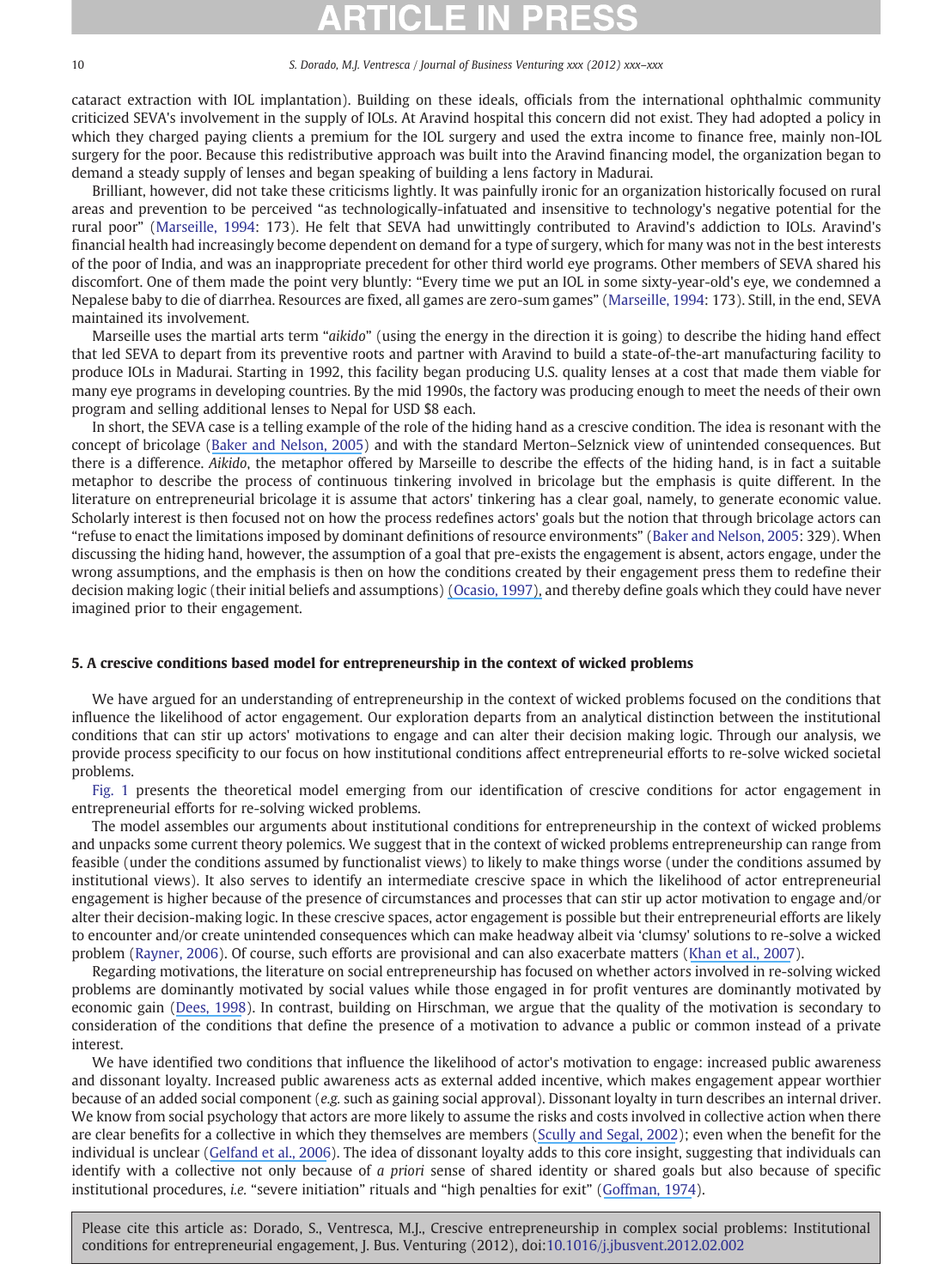cataract extraction with IOL implantation). Building on these ideals, officials from the international ophthalmic community criticized SEVA's involvement in the supply of IOLs. At Aravind hospital this concern did not exist. They had adopted a policy in which they charged paying clients a premium for the IOL surgery and used the extra income to finance free, mainly non-IOL surgery for the poor. Because this redistributive approach was built into the Aravind financing model, the organization began to demand a steady supply of lenses and began speaking of building a lens factory in Madurai.

Brilliant, however, did not take these criticisms lightly. It was painfully ironic for an organization historically focused on rural areas and prevention to be perceived "as technologically-infatuated and insensitive to technology's negative potential for the rural poor" (Marseille, 1994: 173). He felt that SEVA had unwittingly contributed to Aravind's addiction to IOLs. Aravind's financial health had increasingly become dependent on demand for a type of surgery, which for many was not in the best interests of the poor of India, and was an inappropriate precedent for other third world eye programs. Other members of SEVA shared his discomfort. One of them made the point very bluntly: "Every time we put an IOL in some sixty-year-old's eye, we condemned a Nepalese baby to die of diarrhea. Resources are fixed, all games are zero-sum games" (Marseille, 1994: 173). Still, in the end, SEVA maintained its involvement.

Marseille uses the martial arts term "*aikido*" (using the energy in the direction it is going) to describe the hiding hand effect that led SEVA to depart from its preventive roots and partner with Aravind to build a state-of-the-art manufacturing facility to produce IOLs in Madurai. Starting in 1992, this facility began producing U.S. quality lenses at a cost that made them viable for many eye programs in developing countries. By the mid 1990s, the factory was producing enough to meet the needs of their own program and selling additional lenses to Nepal for USD $8 each.

In short, the SEVA case is a telling example of the role of the hiding hand as a crescive condition. The idea is resonant with the concept of bricolage (Baker and Nelson, 2005) and with the standard Merton–Selznick view of unintended consequences. But there is a difference. *Aikido*, the metaphor offered by Marseille to describe the effects of the hiding hand, is in fact a suitable metaphor to describe the process of continuous tinkering involved in bricolage but the emphasis is quite different. In the literature on entrepreneurial bricolage it is assume that actors' tinkering has a clear goal, namely, to generate economic value. Scholarly interest is then focused not on how the process redefines actors' goals but the notion that through bricolage actors can "refuse to enact the limitations imposed by dominant definitions of resource environments" (Baker and Nelson, 2005: 329). When discussing the hiding hand, however, the assumption of a goal that pre-exists the engagement is absent, actors engage, under the wrong assumptions, and the emphasis is then on how the conditions created by their engagement press them to redefine their decision making logic (their initial beliefs and assumptions) (Ocasio, 1997), and thereby define goals which they could have never imagined prior to their engagement.

## 5. A crescive conditions based model for entrepreneurship in the context of wicked problems

We have argued for an understanding of entrepreneurship in the context of wicked problems focused on the conditions that influence the likelihood of actor engagement. Our exploration departs from an analytical distinction between the institutional conditions that can stir up actors' motivations to engage and can alter their decision making logic. Through our analysis, we provide process specificity to our focus on how institutional conditions affect entrepreneurial efforts to re-solve wicked societal problems.

Fig. 1 presents the theoretical model emerging from our identification of crescive conditions for actor engagement in entrepreneurial efforts for re-solving wicked problems.

The model assembles our arguments about institutional conditions for entrepreneurship in the context of wicked problems and unpacks some current theory polemics. We suggest that in the context of wicked problems entrepreneurship can range from feasible (under the conditions assumed by functionalist views) to likely to make things worse (under the conditions assumed by institutional views). It also serves to identify an intermediate crescive space in which the likelihood of actor entrepreneurial engagement is higher because of the presence of circumstances and processes that can stir up actor motivation to engage and/or alter their decision-making logic. In these crescive spaces, actor engagement is possible but their entrepreneurial efforts are likely to encounter and/or create unintended consequences which can make headway albeit via 'clumsy' solutions to re-solve a wicked problem (Rayner, 2006). Of course, such efforts are provisional and can also exacerbate matters (Khan et al., 2007).

Regarding motivations, the literature on social entrepreneurship has focused on whether actors involved in re-solving wicked problems are dominantly motivated by social values while those engaged in for profit ventures are dominantly motivated by economic gain (Dees, 1998). In contrast, building on Hirschman, we argue that the quality of the motivation is secondary to consideration of the conditions that define the presence of a motivation to advance a public or common instead of a private interest.

We have identified two conditions that influence the likelihood of actor's motivation to engage: increased public awareness and dissonant loyalty. Increased public awareness acts as external added incentive, which makes engagement appear worthier because of an added social component (*e.g.* such as gaining social approval). Dissonant loyalty in turn describes an internal driver. We know from social psychology that actors are more likely to assume the risks and costs involved in collective action when there are clear benefits for a collective in which they themselves are members (Scully and Segal, 2002); even when the benefit for the individual is unclear (Gelfand et al., 2006). The idea of dissonant loyalty adds to this core insight, suggesting that individuals can identify with a collective not only because of *a priori* sense of shared identity or shared goals but also because of specific institutional procedures, *i.e.* "severe initiation" rituals and "high penalties for exit" (Goffman, 1974).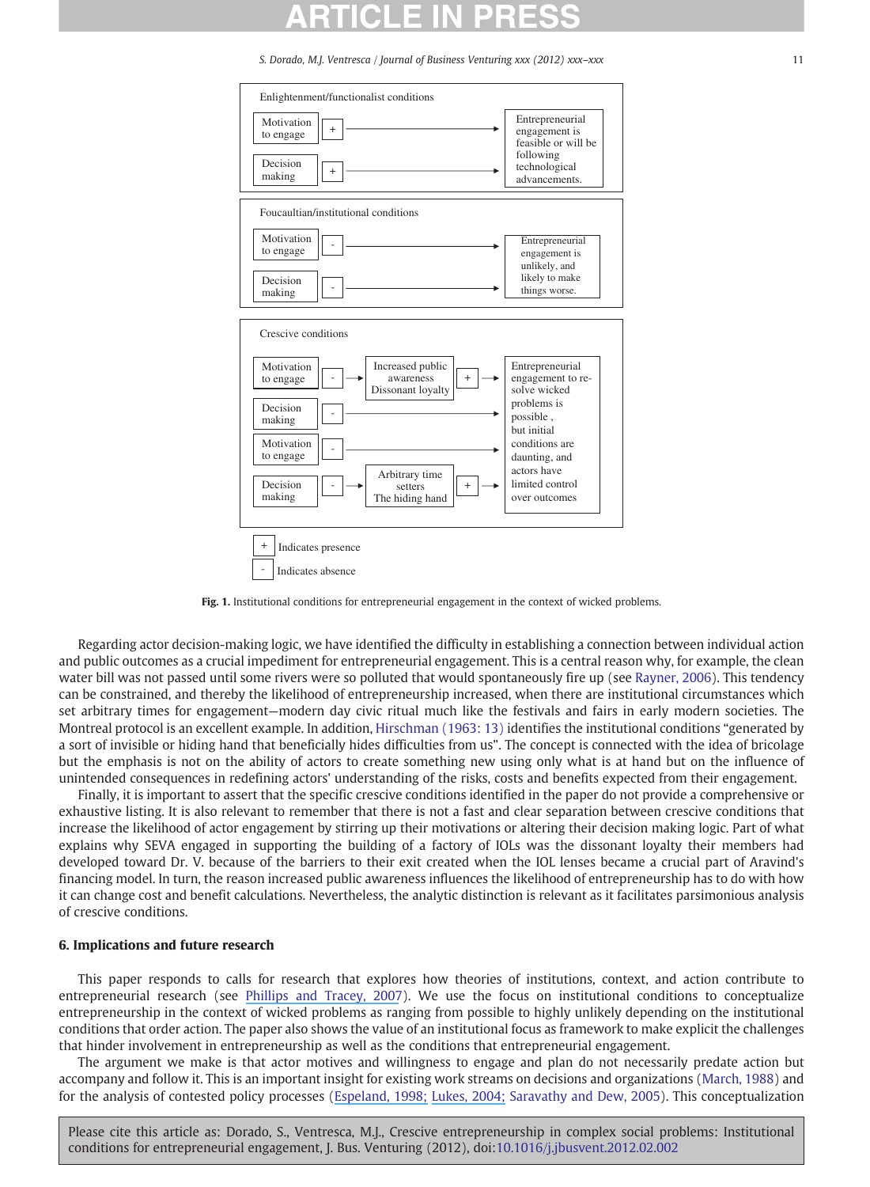Enlightenment/functionalist conditions

Motivation to engage +

Decision making +

Entrepreneurial engagement is feasible or will be following technological advancements.

Foucaultian/institutional conditions

Motivation to engage -

Decision making -

Entrepreneurial engagement is unlikely, and likely to make things worse.

Crescive conditions

Motivation to engage -

Increased public awareness Dissonant loyalty +

Decision making -

Motivation to engage -

Decision making -

Arbitrary time setters The hiding hand +

Entrepreneurial engagement to re-solve wicked problems is possible , but initial conditions are daunting, and actors have limited control over outcomes

+ Indicates presence

- Indicates absence

**Fig. 1.** Institutional conditions for entrepreneurial engagement in the context of wicked problems.

Regarding actor decision-making logic, we have identified the difficulty in establishing a connection between individual action and public outcomes as a crucial impediment for entrepreneurial engagement. This is a central reason why, for example, the clean water bill was not passed until some rivers were so polluted that would spontaneously fire up (see Rayner, 2006). This tendency can be constrained, and thereby the likelihood of entrepreneurship increased, when there are institutional circumstances which set arbitrary times for engagement—modern day civic ritual much like the festivals and fairs in early modern societies. The Montreal protocol is an excellent example. In addition, Hirschman (1963: 13) identifies the institutional conditions "generated by a sort of invisible or hiding hand that beneficially hides difficulties from us". The concept is connected with the idea of bricolage but the emphasis is not on the ability of actors to create something new using only what is at hand but on the influence of unintended consequences in redefining actors' understanding of the risks, costs and benefits expected from their engagement.

Finally, it is important to assert that the specific crescive conditions identified in the paper do not provide a comprehensive or exhaustive listing. It is also relevant to remember that there is not a fast and clear separation between crescive conditions that increase the likelihood of actor engagement by stirring up their motivations or altering their decision making logic. Part of what explains why SEVA engaged in supporting the building of a factory of IOLs was the dissonant loyalty their members had developed toward Dr. V. because of the barriers to their exit created when the IOL lenses became a crucial part of Aravind's financing model. In turn, the reason increased public awareness influences the likelihood of entrepreneurship has to do with how it can change cost and benefit calculations. Nevertheless, the analytic distinction is relevant as it facilitates parsimonious analysis of crescive conditions.

## 6. Implications and future research

This paper responds to calls for research that explores how theories of institutions, context, and action contribute to entrepreneurial research (see Phillips and Tracey, 2007). We use the focus on institutional conditions to conceptualize entrepreneurship in the context of wicked problems as ranging from possible to highly unlikely depending on the institutional conditions that order action. The paper also shows the value of an institutional focus as framework to make explicit the challenges that hinder involvement in entrepreneurship as well as the conditions that entrepreneurial engagement.

The argument we make is that actor motives and willingness to engage and plan do not necessarily predate action but accompany and follow it. This is an important insight for existing work streams on decisions and organizations (March, 1988) and for the analysis of contested policy processes (Espeland, 1998; Lukes, 2004; Saravathy and Dew, 2005). This conceptualization

Please cite this article as: Dorado, S., Ventresca, M.J., Crescive entrepreneurship in complex social problems: Institutional conditions for entrepreneurial engagement, J. Bus. Venturing (2012), doi:10.1016/j.jbusvent.2012.02.002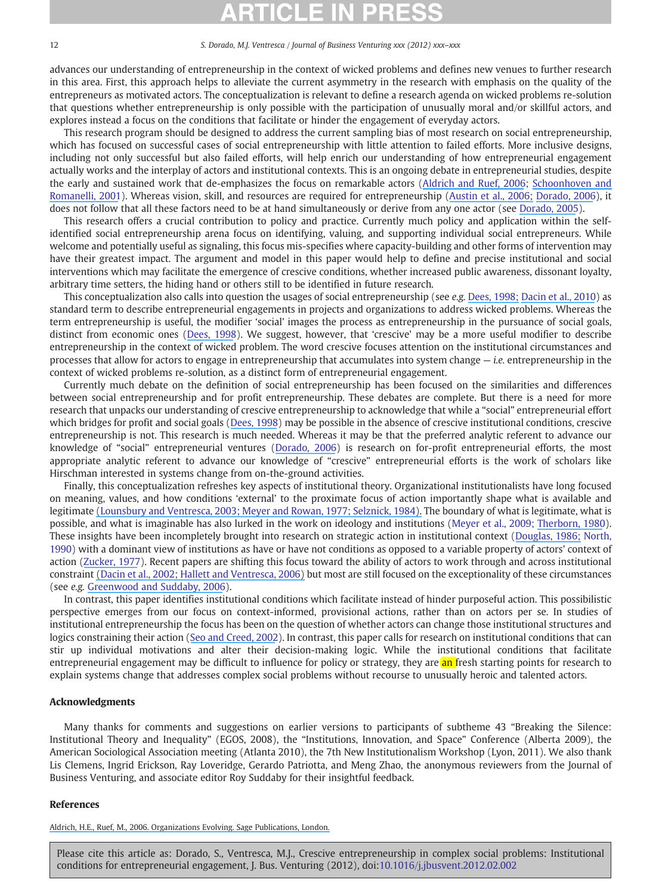advances our understanding of entrepreneurship in the context of wicked problems and defines new venues to further research in this area. First, this approach helps to alleviate the current asymmetry in the research with emphasis on the quality of the entrepreneurs as motivated actors. The conceptualization is relevant to define a research agenda on wicked problems re-solution that questions whether entrepreneurship is only possible with the participation of unusually moral and/or skillful actors, and explores instead a focus on the conditions that facilitate or hinder the engagement of everyday actors.

This research program should be designed to address the current sampling bias of most research on social entrepreneurship, which has focused on successful cases of social entrepreneurship with little attention to failed efforts. More inclusive designs, including not only successful but also failed efforts, will help enrich our understanding of how entrepreneurial engagement actually works and the interplay of actors and institutional contexts. This is an ongoing debate in entrepreneurial studies, despite the early and sustained work that de-emphasizes the focus on remarkable actors (Aldrich and Ruef, 2006; Schoonhoven and Romanelli, 2001). Whereas vision, skill, and resources are required for entrepreneurship (Austin et al., 2006; Dorado, 2006), it does not follow that all these factors need to be at hand simultaneously or derive from any one actor (see Dorado, 2005).

This research offers a crucial contribution to policy and practice. Currently much policy and application within the self-identified social entrepreneurship arena focus on identifying, valuing, and supporting individual social entrepreneurs. While welcome and potentially useful as signaling, this focus mis-specifies where capacity-building and other forms of intervention may have their greatest impact. The argument and model in this paper would help to define and precise institutional and social interventions which may facilitate the emergence of crescive conditions, whether increased public awareness, dissonant loyalty, arbitrary time setters, the hiding hand or others still to be identified in future research.

This conceptualization also calls into question the usages of social entrepreneurship (see *e.g.* Dees, 1998; Dacin et al., 2010) as standard term to describe entrepreneurial engagements in projects and organizations to address wicked problems. Whereas the term entrepreneurship is useful, the modifier 'social' images the process as entrepreneurship in the pursuance of social goals, distinct from economic ones (Dees, 1998). We suggest, however, that 'crescive' may be a more useful modifier to describe entrepreneurship in the context of wicked problem. The word crescive focuses attention on the institutional circumstances and processes that allow for actors to engage in entrepreneurship that accumulates into system change — *i.e.* entrepreneurship in the context of wicked problems re-solution, as a distinct form of entrepreneurial engagement.

Currently much debate on the definition of social entrepreneurship has been focused on the similarities and differences between social entrepreneurship and for profit entrepreneurship. These debates are complete. But there is a need for more research that unpacks our understanding of crescive entrepreneurship to acknowledge that while a "social" entrepreneurial effort which bridges for profit and social goals (Dees, 1998) may be possible in the absence of crescive institutional conditions, crescive entrepreneurship is not. This research is much needed. Whereas it may be that the preferred analytic referent to advance our knowledge of "social" entrepreneurial ventures (Dorado, 2006) is research on for-profit entrepreneurial efforts, the most appropriate analytic referent to advance our knowledge of "crescive" entrepreneurial efforts is the work of scholars like Hirschman interested in systems change from on-the-ground activities.

Finally, this conceptualization refreshes key aspects of institutional theory. Organizational institutionalists have long focused on meaning, values, and how conditions 'external' to the proximate focus of action importantly shape what is available and legitimate (Lounsbury and Ventresca, 2003; Meyer and Rowan, 1977; Selznick, 1984). The boundary of what is legitimate, what is possible, and what is imaginable has also lurked in the work on ideology and institutions (Meyer et al., 2009; Therborn, 1980). These insights have been incompletely brought into research on strategic action in institutional context (Douglas, 1986; North, 1990) with a dominant view of institutions as have or have not conditions as opposed to a variable property of actors' context of action (Zucker, 1977). Recent papers are shifting this focus toward the ability of actors to work through and across institutional constraint (Dacin et al., 2002; Hallett and Ventresca, 2006) but most are still focused on the exceptionality of these circumstances (see *e.g.* Greenwood and Suddaby, 2006).

In contrast, this paper identifies institutional conditions which facilitate instead of hinder purposeful action. This possibilistic perspective emerges from our focus on context-informed, provisional actions, rather than on actors per se. In studies of institutional entrepreneurship the focus has been on the question of whether actors can change those institutional structures and logics constraining their action (Seo and Creed, 2002). In contrast, this paper calls for research on institutional conditions that can stir up individual motivations and alter their decision-making logic. While the institutional conditions that facilitate entrepreneurial engagement may be difficult to influence for policy or strategy, they are an fresh starting points for research to explain systems change that addresses complex social problems without recourse to unusually heroic and talented actors.

## Acknowledgments

Many thanks for comments and suggestions on earlier versions to participants of subtheme 43 "Breaking the Silence: Institutional Theory and Inequality" (EGOS, 2008), the "Institutions, Innovation, and Space" Conference (Alberta 2009), the American Sociological Association meeting (Atlanta 2010), the 7th New Institutionalism Workshop (Lyon, 2011). We also thank Lis Clemens, Ingrid Erickson, Ray Loveridge, Gerardo Patriotta, and Meng Zhao, the anonymous reviewers from the Journal of Business Venturing, and associate editor Roy Suddaby for their insightful feedback.

## References

Aldrich, H.E., Ruef, M., 2006. Organizations Evolving. Sage Publications, London.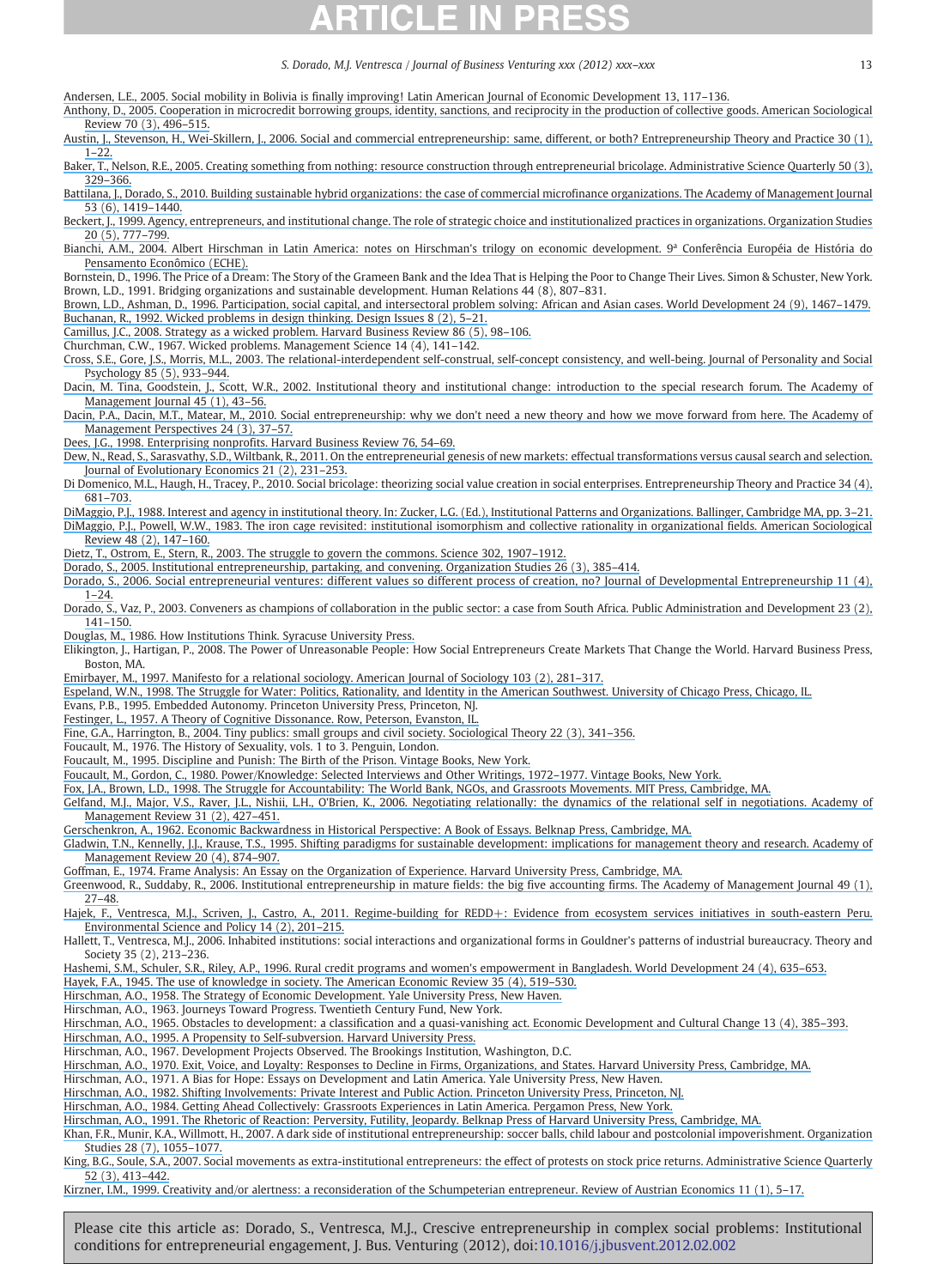Andersen, L.E., 2005. Social mobility in Bolivia is finally improving! Latin American Journal of Economic Development 13, 117–136.

Anthony, D., 2005. Cooperation in microcredit borrowing groups, identity, sanctions, and reciprocity in the production of collective goods. American Sociological Review 70 (3), 496–515.

Austin, J., Stevenson, H., Wei-Skillern, J., 2006. Social and commercial entrepreneurship: same, different, or both? Entrepreneurship Theory and Practice 30 (1), 1–22.

Baker, T., Nelson, R.E., 2005. Creating something from nothing: resource construction through entrepreneurial bricolage. Administrative Science Quarterly 50 (3), 329–366.

Battilana, J., Dorado, S., 2010. Building sustainable hybrid organizations: the case of commercial microfinance organizations. The Academy of Management Journal 53 (6), 1419–1440.

Beckert, J., 1999. Agency, entrepreneurs, and institutional change. The role of strategic choice and institutionalized practices in organizations. Organization Studies 20 (5), 777–799.

Bianchi, A.M., 2004. Albert Hirschman in Latin America: notes on Hirschman's trilogy on economic development. 9ª Conferência Européia de História do Pensamento Econômico (ECHE).

Bornstein, D., 1996. The Price of a Dream: The Story of the Grameen Bank and the Idea That is Helping the Poor to Change Their Lives. Simon & Schuster, New York.

Brown, L.D., 1991. Bridging organizations and sustainable development. Human Relations 44 (8), 807–831.

Brown, L.D., Ashman, D., 1996. Participation, social capital, and intersectoral problem solving: African and Asian cases. World Development 24 (9), 1467–1479.

Buchanan, R., 1992. Wicked problems in design thinking. Design Issues 8 (2), 5–21.

Camillus, J.C., 2008. Strategy as a wicked problem. Harvard Business Review 86 (5), 98–106.

Churchman, C.W., 1967. Wicked problems. Management Science 14 (4), 141–142.

Cross, S.E., Gore, J.S., Morris, M.L., 2003. The relational-interdependent self-construal, self-concept consistency, and well-being. Journal of Personality and Social Psychology 85 (5), 933–944.

Dacin, M. Tina, Goodstein, J., Scott, W.R., 2002. Institutional theory and institutional change: introduction to the special research forum. The Academy of Management Journal 45 (1), 43–56.

Dacin, P.A., Dacin, M.T., Matear, M., 2010. Social entrepreneurship: why we don't need a new theory and how we move forward from here. The Academy of Management Perspectives 24 (3), 37–57.

Dees, J.G., 1998. Enterprising nonprofits. Harvard Business Review 76, 54–69.

Dew, N., Read, S., Sarasvathy, S.D., Wiltbank, R., 2011. On the entrepreneurial genesis of new markets: effectual transformations versus causal search and selection. Journal of Evolutionary Economics 21 (2), 231–253.

Di Domenico, M.L., Haugh, H., Tracey, P., 2010. Social bricolage: theorizing social value creation in social enterprises. Entrepreneurship Theory and Practice 34 (4), 681–703.

DiMaggio, P.J., 1988. Interest and agency in institutional theory. In: Zucker, L.G. (Ed.), Institutional Patterns and Organizations. Ballinger, Cambridge MA, pp. 3–21.

DiMaggio, P.J., Powell, W.W., 1983. The iron cage revisited: institutional isomorphism and collective rationality in organizational fields. American Sociological Review 48 (2), 147–160.

Dietz, T., Ostrom, E., Stern, R., 2003. The struggle to govern the commons. Science 302, 1907–1912.

Dorado, S., 2005. Institutional entrepreneurship, partaking, and convening. Organization Studies 26 (3), 385–414.

Dorado, S., 2006. Social entrepreneurial ventures: different values so different process of creation, no? Journal of Developmental Entrepreneurship 11 (4), 1–24.

Dorado, S., Vaz, P., 2003. Conveners as champions of collaboration in the public sector: a case from South Africa. Public Administration and Development 23 (2), 141–150.

Douglas, M., 1986. How Institutions Think. Syracuse University Press.

Elikington, J., Hartigan, P., 2008. The Power of Unreasonable People: How Social Entrepreneurs Create Markets That Change the World. Harvard Business Press, Boston, MA.

Emirbayer, M., 1997. Manifesto for a relational sociology. American Journal of Sociology 103 (2), 281–317.

Espeland, W.N., 1998. The Struggle for Water: Politics, Rationality, and Identity in the American Southwest. University of Chicago Press, Chicago, IL.

Evans, P.B., 1995. Embedded Autonomy. Princeton University Press, Princeton, NJ.

Festinger, L., 1957. A Theory of Cognitive Dissonance. Row, Peterson, Evanston, IL.

Fine, G.A., Harrington, B., 2004. Tiny publics: small groups and civil society. Sociological Theory 22 (3), 341–356.

Foucault, M., 1976. The History of Sexuality, vols. 1 to 3. Penguin, London.

Foucault, M., 1995. Discipline and Punish: The Birth of the Prison. Vintage Books, New York.

Foucault, M., Gordon, C., 1980. Power/Knowledge: Selected Interviews and Other Writings, 1972–1977. Vintage Books, New York.

Fox, J.A., Brown, L.D., 1998. The Struggle for Accountability: The World Bank, NGOs, and Grassroots Movements. MIT Press, Cambridge, MA.

Gelfand, M.J., Major, V.S., Raver, J.L., Nishii, L.H., O'Brien, K., 2006. Negotiating relationally: the dynamics of the relational self in negotiations. Academy of Management Review 31 (2), 427–451.

Gerschenkron, A., 1962. Economic Backwardness in Historical Perspective: A Book of Essays. Belknap Press, Cambridge, MA.

Gladwin, T.N., Kennelly, J.J., Krause, T.S., 1995. Shifting paradigms for sustainable development: implications for management theory and research. Academy of Management Review 20 (4), 874–907.

Goffman, E., 1974. Frame Analysis: An Essay on the Organization of Experience. Harvard University Press, Cambridge, MA.

Greenwood, R., Suddaby, R., 2006. Institutional entrepreneurship in mature fields: the big five accounting firms. The Academy of Management Journal 49 (1), 27–48.

Hajek, F., Ventresca, M.J., Scriven, J., Castro, A., 2011. Regime-building for REDD+: Evidence from ecosystem services initiatives in south-eastern Peru. Environmental Science and Policy 14 (2), 201–215.

Hallett, T., Ventresca, M.J., 2006. Inhabited institutions: social interactions and organizational forms in Gouldner's patterns of industrial bureaucracy. Theory and Society 35 (2), 213–236.

Hashemi, S.M., Schuler, S.R., Riley, A.P., 1996. Rural credit programs and women's empowerment in Bangladesh. World Development 24 (4), 635–653.

Hayek, F.A., 1945. The use of knowledge in society. The American Economic Review 35 (4), 519–530.

Hirschman, A.O., 1958. The Strategy of Economic Development. Yale University Press, New Haven.

Hirschman, A.O., 1963. Journeys Toward Progress. Twentieth Century Fund, New York.

Hirschman, A.O., 1965. Obstacles to development: a classification and a quasi-vanishing act. Economic Development and Cultural Change 13 (4), 385–393.

Hirschman, A.O., 1995. A Propensity to Self-subversion. Harvard University Press.

Hirschman, A.O., 1967. Development Projects Observed. The Brookings Institution, Washington, D.C.

Hirschman, A.O., 1970. Exit, Voice, and Loyalty: Responses to Decline in Firms, Organizations, and States. Harvard University Press, Cambridge, MA.

Hirschman, A.O., 1971. A Bias for Hope: Essays on Development and Latin America. Yale University Press, New Haven.

Hirschman, A.O., 1982. Shifting Involvements: Private Interest and Public Action. Princeton University Press, Princeton, NJ.

Hirschman, A.O., 1984. Getting Ahead Collectively: Grassroots Experiences in Latin America. Pergamon Press, New York.

Hirschman, A.O., 1991. The Rhetoric of Reaction: Perversity, Futility, Jeopardy. Belknap Press of Harvard University Press, Cambridge, MA.

Khan, F.R., Munir, K.A., Willmott, H., 2007. A dark side of institutional entrepreneurship: soccer balls, child labour and postcolonial impoverishment. Organization Studies 28 (7), 1055–1077.

King, B.G., Soule, S.A., 2007. Social movements as extra-institutional entrepreneurs: the effect of protests on stock price returns. Administrative Science Quarterly 52 (3), 413–442.

Kirzner, I.M., 1999. Creativity and/or alertness: a reconsideration of the Schumpeterian entrepreneur. Review of Austrian Economics 11 (1), 5–17.

Please cite this article as: Dorado, S., Ventresca, M.J., Crescive entrepreneurship in complex social problems: Institutional conditions for entrepreneurial engagement, J. Bus. Venturing (2012), doi:10.1016/j.jbusvent.2012.02.002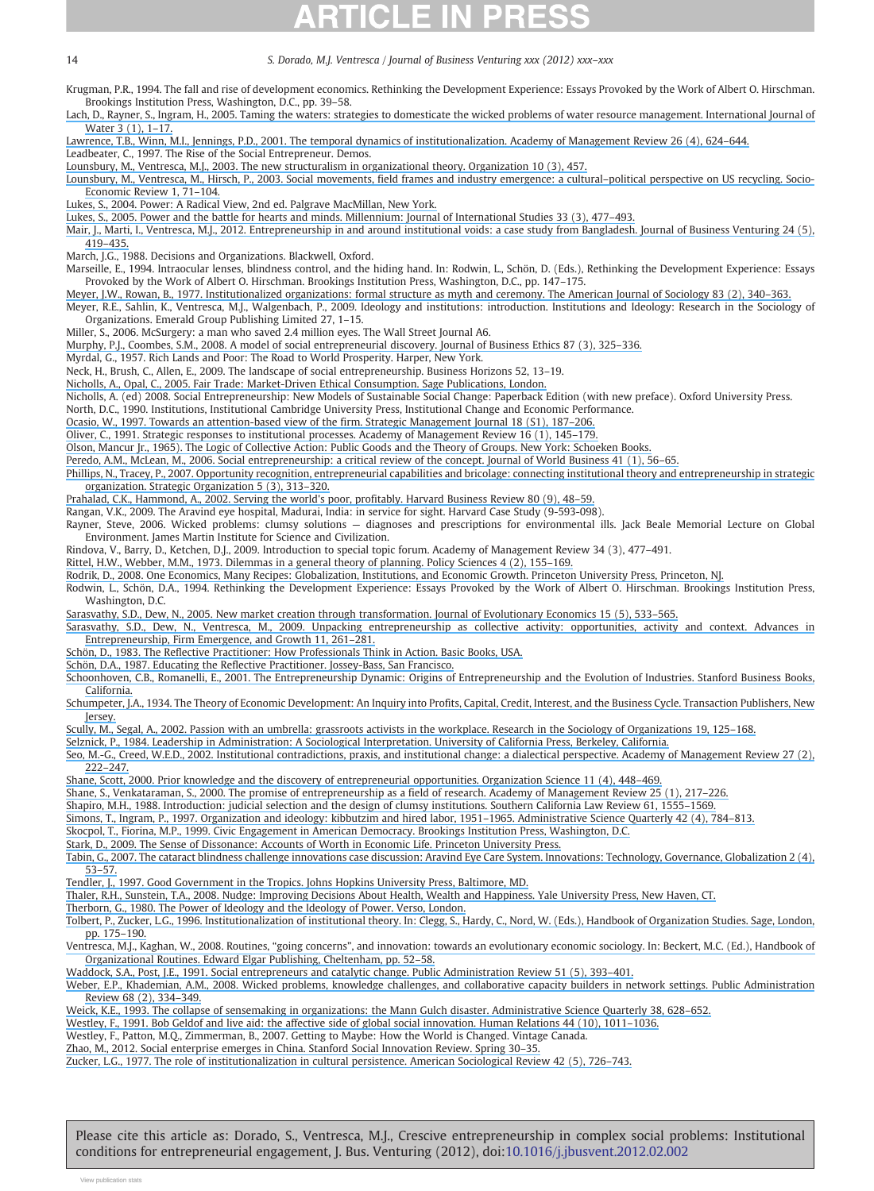Krugman, P.R., 1994. The fall and rise of development economics. Rethinking the Development Experience: Essays Provoked by the Work of Albert O. Hirschman. Brookings Institution Press, Washington, D.C., pp. 39–58.

Lach, D., Rayner, S., Ingram, H., 2005. Taming the waters: strategies to domesticate the wicked problems of water resource management. International Journal of Water 3 (1), 1–17.

Lawrence, T.B., Winn, M.I., Jennings, P.D., 2001. The temporal dynamics of institutionalization. Academy of Management Review 26 (4), 624–644.

Leadbeater, C., 1997. The Rise of the Social Entrepreneur. Demos.

Lounsbury, M., Ventresca, M.J., 2003. The new structuralism in organizational theory. Organization 10 (3), 457.

Lounsbury, M., Ventresca, M., Hirsch, P., 2003. Social movements, field frames and industry emergence: a cultural–political perspective on US recycling. Socio-Economic Review 1, 71–104.

Lukes, S., 2004. Power: A Radical View, 2nd ed. Palgrave MacMillan, New York.

Lukes, S., 2005. Power and the battle for hearts and minds. Millennium: Journal of International Studies 33 (3), 477–493.

Mair, J., Marti, I., Ventresca, M.J., 2012. Entrepreneurship in and around institutional voids: a case study from Bangladesh. Journal of Business Venturing 24 (5), 419–435.

March, J.G., 1988. Decisions and Organizations. Blackwell, Oxford.

Marseille, E., 1994. Intraocular lenses, blindness control, and the hiding hand. In: Rodwin, L., Schön, D. (Eds.), Rethinking the Development Experience: Essays Provoked by the Work of Albert O. Hirschman. Brookings Institution Press, Washington, D.C., pp. 147–175.

Meyer, J.W., Rowan, B., 1977. Institutionalized organizations: formal structure as myth and ceremony. The American Journal of Sociology 83 (2), 340–363.

Meyer, R.E., Sahlin, K., Ventresca, M.J., Walgenbach, P., 2009. Ideology and institutions: introduction. Institutions and Ideology: Research in the Sociology of Organizations. Emerald Group Publishing Limited 27, 1–15.

Miller, S., 2006. McSurgery: a man who saved 2.4 million eyes. The Wall Street Journal A6.

Murphy, P.J., Coombes, S.M., 2008. A model of social entrepreneurial discovery. Journal of Business Ethics 87 (3), 325–336.

Myrdal, G., 1957. Rich Lands and Poor: The Road to World Prosperity. Harper, New York.

Neck, H., Brush, C., Allen, E., 2009. The landscape of social entrepreneurship. Business Horizons 52, 13–19.

Nicholls, A., Opal, C., 2005. Fair Trade: Market-Driven Ethical Consumption. Sage Publications, London.

Nicholls, A. (ed) 2008. Social Entrepreneurship: New Models of Sustainable Social Change: Paperback Edition (with new preface). Oxford University Press.

North, D.C., 1990. Institutions, Institutional Cambridge University Press, Institutional Change and Economic Performance.

Ocasio, W., 1997. Towards an attention-based view of the firm. Strategic Management Journal 18 (S1), 187–206.

Oliver, C., 1991. Strategic responses to institutional processes. Academy of Management Review 16 (1), 145–179.

Olson, Mancur Jr., 1965). The Logic of Collective Action: Public Goods and the Theory of Groups. New York: Schoeken Books.

Peredo, A.M., McLean, M., 2006. Social entrepreneurship: a critical review of the concept. Journal of World Business 41 (1), 56–65.

Phillips, N., Tracey, P., 2007. Opportunity recognition, entrepreneurial capabilities and bricolage: connecting institutional theory and entrepreneurship in strategic organization. Strategic Organization 5 (3), 313–320.

Prahalad, C.K., Hammond, A., 2002. Serving the world's poor, profitably. Harvard Business Review 80 (9), 48–59.

Rangan, V.K., 2009. The Aravind eye hospital, Madurai, India: in service for sight. Harvard Case Study (9-593-098).

Rayner, Steve, 2006. Wicked problems: clumsy solutions — diagnoses and prescriptions for environmental ills. Jack Beale Memorial Lecture on Global Environment. James Martin Institute for Science and Civilization.

Rindova, V., Barry, D., Ketchen, D.J., 2009. Introduction to special topic forum. Academy of Management Review 34 (3), 477–491.

Rittel, H.W., Webber, M.M., 1973. Dilemmas in a general theory of planning. Policy Sciences 4 (2), 155–169.

Rodrik, D., 2008. One Economics, Many Recipes: Globalization, Institutions, and Economic Growth. Princeton University Press, Princeton, NJ.

Rodwin, L., Schön, D.A., 1994. Rethinking the Development Experience: Essays Provoked by the Work of Albert O. Hirschman. Brookings Institution Press, Washington, D.C.

Sarasvathy, S.D., Dew, N., 2005. New market creation through transformation. Journal of Evolutionary Economics 15 (5), 533–565.

Sarasvathy, S.D., Dew, N., Ventresca, M., 2009. Unpacking entrepreneurship as collective activity: opportunities, activity and context. Advances in Entrepreneurship, Firm Emergence, and Growth 11, 261–281.

Schön, D., 1983. The Reflective Practitioner: How Professionals Think in Action. Basic Books, USA.

Schön, D.A., 1987. Educating the Reflective Practitioner. Jossey-Bass, San Francisco.

Schoonhoven, C.B., Romanelli, E., 2001. The Entrepreneurship Dynamic: Origins of Entrepreneurship and the Evolution of Industries. Stanford Business Books, California.

Schumpeter, J.A., 1934. The Theory of Economic Development: An Inquiry into Profits, Capital, Credit, Interest, and the Business Cycle. Transaction Publishers, New Jersey.

Scully, M., Segal, A., 2002. Passion with an umbrella: grassroots activists in the workplace. Research in the Sociology of Organizations 19, 125–168.

Selznick, P., 1984. Leadership in Administration: A Sociological Interpretation. University of California Press, Berkeley, California.

Seo, M.-G., Creed, W.E.D., 2002. Institutional contradictions, praxis, and institutional change: a dialectical perspective. Academy of Management Review 27 (2), 222–247.

Shane, Scott, 2000. Prior knowledge and the discovery of entrepreneurial opportunities. Organization Science 11 (4), 448–469.

Shane, S., Venkataraman, S., 2000. The promise of entrepreneurship as a field of research. Academy of Management Review 25 (1), 217–226.

Shapiro, M.H., 1988. Introduction: judicial selection and the design of clumsy institutions. Southern California Law Review 61, 1555–1569.

Simons, T., Ingram, P., 1997. Organization and ideology: kibbutzim and hired labor, 1951–1965. Administrative Science Quarterly 42 (4), 784–813.

Skocpol, T., Fiorina, M.P., 1999. Civic Engagement in American Democracy. Brookings Institution Press, Washington, D.C.

Stark, D., 2009. The Sense of Dissonance: Accounts of Worth in Economic Life. Princeton University Press.

Tabin, G., 2007. The cataract blindness challenge innovations case discussion: Aravind Eye Care System. Innovations: Technology, Governance, Globalization 2 (4), 53–57.

Tendler, J., 1997. Good Government in the Tropics. Johns Hopkins University Press, Baltimore, MD.

Thaler, R.H., Sunstein, T.A., 2008. Nudge: Improving Decisions About Health, Wealth and Happiness. Yale University Press, New Haven, CT.

Therborn, G., 1980. The Power of Ideology and the Ideology of Power. Verso, London.

Tolbert, P., Zucker, L.G., 1996. Institutionalization of institutional theory. In: Clegg, S., Hardy, C., Nord, W. (Eds.), Handbook of Organization Studies. Sage, London, pp. 175–190.

Ventresca, M.J., Kaghan, W., 2008. Routines, "going concerns", and innovation: towards an evolutionary economic sociology. In: Beckert, M.C. (Ed.), Handbook of Organizational Routines. Edward Elgar Publishing, Cheltenham, pp. 52–58.

Waddock, S.A., Post, J.E., 1991. Social entrepreneurs and catalytic change. Public Administration Review 51 (5), 393–401.

Weber, E.P., Khademian, A.M., 2008. Wicked problems, knowledge challenges, and collaborative capacity builders in network settings. Public Administration Review 68 (2), 334–349.

Weick, K.E., 1993. The collapse of sensemaking in organizations: the Mann Gulch disaster. Administrative Science Quarterly 38, 628–652.

Westley, F., 1991. Bob Geldof and live aid: the affective side of global social innovation. Human Relations 44 (10), 1011–1036.

Westley, F., Patton, M.Q., Zimmerman, B., 2007. Getting to Maybe: How the World is Changed. Vintage Canada.

Zhao, M., 2012. Social enterprise emerges in China. Stanford Social Innovation Review. Spring 30–35.

Zucker, L.G., 1977. The role of institutionalization in cultural persistence. American Sociological Review 42 (5), 726–743.